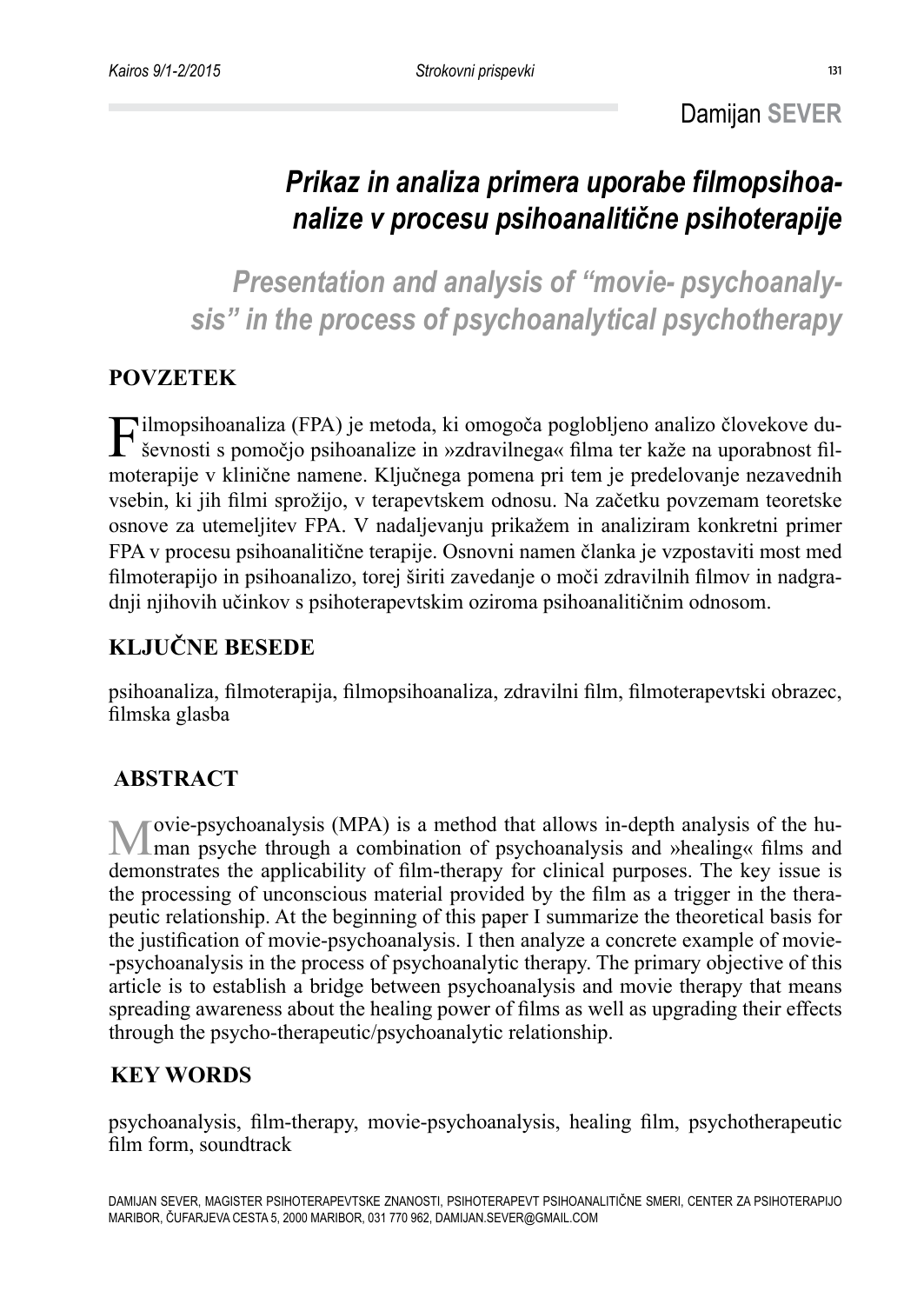Damijan **SEVER**

# *Prikaz in analiza primera uporabe filmopsihoanalize v procesu psihoanalitične psihoterapije*

# *Presentation and analysis of "movie- psychoanalysis" in the process of psychoanalytical psychotherapy*

## POVZETEK

Filmopsihoanaliza (FPA) je metoda, ki omogoča poglobljeno analizo človekove duševnosti s pomočjo psihoanalize in »zdravilnega« filma ter kaže na uporabnost filmoterapije v klinične namene. Ključnega pomena pri tem je predelovanje nezavednih vsebin, ki jih filmi sprožijo, v terapevtskem odnosu. Na začetku povzemam teoretske osnove za utemeljitev FPA. V nadaljevanju prikažem in analiziram konkretni primer FPA v procesu psihoanalitične terapije. Osnovni namen članka je vzpostaviti most med filmoterapijo in psihoanalizo, torej širiti zavedanje o moči zdravilnih filmov in nadgradnji njihovih učinkov s psihoterapevtskim oziroma psihoanalitičnim odnosom.

## KLJUČNE BESEDE

psihoanaliza, filmoterapija, filmopsihoanaliza, zdravilni film, filmoterapevtski obrazec, filmska glasba

## ABSTRACT

Movie-psychoanalysis (MPA) is a method that allows in-depth analysis of the human psyche through a combination of psychoanalysis and »healing« films and demonstrates the applicability of film-therapy for clinical purposes. The key issue is the processing of unconscious material provided by the film as a trigger in the therapeutic relationship. At the beginning of this paper I summarize the theoretical basis for the justification of movie-psychoanalysis. I then analyze a concrete example of movie--psychoanalysis in the process of psychoanalytic therapy. The primary objective of this article is to establish a bridge between psychoanalysis and movie therapy that means spreading awareness about the healing power of films as well as upgrading their effects through the psycho-therapeutic/psychoanalytic relationship.

## KEY WORDS

psychoanalysis, film-therapy, movie-psychoanalysis, healing film, psychotherapeutic film form, soundtrack

DAMIJAN SEVER, MAGISTER PSIHOTERAPEVTSKE ZNANOSTI, PSIHOTERAPEVT PSIHOANALITIČNE SMERI, CENTER ZA PSIHOTERAPIJO MARIBOR, ČUFARJEVA CESTA 5, 2000 MARIBOR, 031 770 962, DAMIJAN.SEVER@GMAIL.COM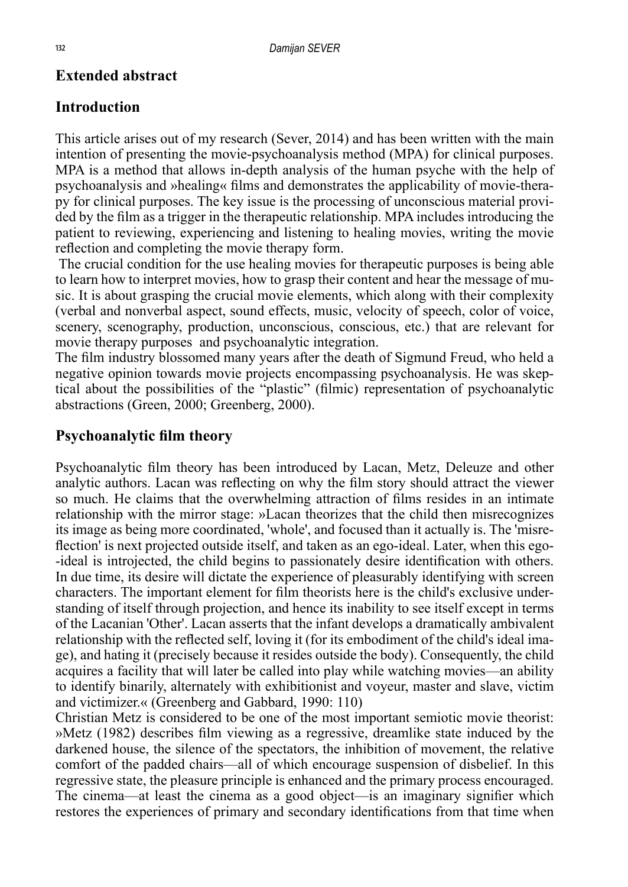## Extended abstract

## Introduction

This article arises out of my research (Sever, 2014) and has been written with the main intention of presenting the movie-psychoanalysis method (MPA) for clinical purposes. MPA is a method that allows in-depth analysis of the human psyche with the help of psychoanalysis and »healing« films and demonstrates the applicability of movie-therapy for clinical purposes. The key issue is the processing of unconscious material provided by the film as a trigger in the therapeutic relationship. MPA includes introducing the patient to reviewing, experiencing and listening to healing movies, writing the movie reflection and completing the movie therapy form.

The crucial condition for the use healing movies for therapeutic purposes is being able to learn how to interpret movies, how to grasp their content and hear the message of music. It is about grasping the crucial movie elements, which along with their complexity (verbal and nonverbal aspect, sound effects, music, velocity of speech, color of voice, scenery, scenography, production, unconscious, conscious, etc.) that are relevant for movie therapy purposes and psychoanalytic integration.

The film industry blossomed many years after the death of Sigmund Freud, who held a negative opinion towards movie projects encompassing psychoanalysis. He was skeptical about the possibilities of the "plastic" (filmic) representation of psychoanalytic abstractions (Green, 2000; Greenberg, 2000).

## Psychoanalytic film theory

Psychoanalytic film theory has been introduced by Lacan, Metz, Deleuze and other analytic authors. Lacan was reflecting on why the film story should attract the viewer so much. He claims that the overwhelming attraction of films resides in an intimate relationship with the mirror stage: »Lacan theorizes that the child then misrecognizes its image as being more coordinated, 'whole', and focused than it actually is. The 'misreflection' is next projected outside itself, and taken as an ego-ideal. Later, when this ego-ideal is introjected, the child begins to passionately desire identification with others. In due time, its desire will dictate the experience of pleasurably identifying with screen characters. The important element for film theorists here is the child's exclusive understanding of itself through projection, and hence its inability to see itself except in terms of the Lacanian 'Other'. Lacan asserts that the infant develops a dramatically ambivalent relationship with the reflected self, loving it (for its embodiment of the child's ideal image), and hating it (precisely because it resides outside the body). Consequently, the child acquires a facility that will later be called into play while watching movies—an ability to identify binarily, alternately with exhibitionist and voyeur, master and slave, victim and victimizer.« (Greenberg and Gabbard, 1990: 110)

Christian Metz is considered to be one of the most important semiotic movie theorist: »Metz (1982) describes film viewing as a regressive, dreamlike state induced by the darkened house, the silence of the spectators, the inhibition of movement, the relative comfort of the padded chairs—all of which encourage suspension of disbelief. In this regressive state, the pleasure principle is enhanced and the primary process encouraged. The cinema—at least the cinema as a good object—is an imaginary signifier which restores the experiences of primary and secondary identifications from that time when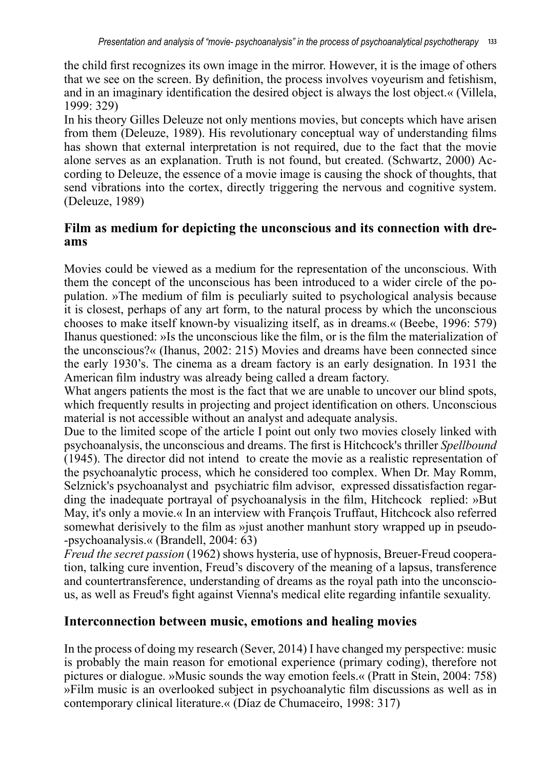the child first recognizes its own image in the mirror. However, it is the image of others that we see on the screen. By definition, the process involves voyeurism and fetishism, and in an imaginary identification the desired object is always the lost object.« (Villela, 1999: 329)

In his theory Gilles Deleuze not only mentions movies, but concepts which have arisen from them (Deleuze, 1989). His revolutionary conceptual way of understanding films has shown that external interpretation is not required, due to the fact that the movie alone serves as an explanation. Truth is not found, but created. (Schwartz, 2000) According to Deleuze, the essence of a movie image is causing the shock of thoughts, that send vibrations into the cortex, directly triggering the nervous and cognitive system. (Deleuze, 1989)

## Film as medium for depicting the unconscious and its connection with dreams

Movies could be viewed as a medium for the representation of the unconscious. With them the concept of the unconscious has been introduced to a wider circle of the population. »The medium of film is peculiarly suited to psychological analysis because it is closest, perhaps of any art form, to the natural process by which the unconscious chooses to make itself known-by visualizing itself, as in dreams.« (Beebe, 1996: 579) Ihanus questioned: »Is the unconscious like the film, or is the film the materialization of the unconscious?« (Ihanus, 2002: 215) Movies and dreams have been connected since the early 1930's. The cinema as a dream factory is an early designation. In 1931 the American film industry was already being called a dream factory.

What angers patients the most is the fact that we are unable to uncover our blind spots, which frequently results in projecting and project identification on others. Unconscious material is not accessible without an analyst and adequate analysis.

Due to the limited scope of the article I point out only two movies closely linked with psychoanalysis, the unconscious and dreams. The first is Hitchcock's thriller *Spellbound* (1945). The director did not intend to create the movie as a realistic representation of the psychoanalytic process, which he considered too complex. When Dr. May Romm, Selznick's psychoanalyst and psychiatric film advisor, expressed dissatisfaction regarding the inadequate portrayal of psychoanalysis in the film, Hitchcock replied: »But May, it's only a movie.« In an interview with François Truffaut, Hitchcock also referred somewhat derisively to the film as »just another manhunt story wrapped up in pseudo-psychoanalysis.« (Brandell, 2004: 63)

*Freud the secret passion* (1962) shows hysteria, use of hypnosis, Breuer-Freud cooperation, talking cure invention, Freud's discovery of the meaning of a lapsus, transference and countertransference, understanding of dreams as the royal path into the unconscious, as well as Freud's fight against Vienna's medical elite regarding infantile sexuality.

## Interconnection between music, emotions and healing movies

In the process of doing my research (Sever, 2014) I have changed my perspective: music is probably the main reason for emotional experience (primary coding), therefore not pictures or dialogue. »Music sounds the way emotion feels.« (Pratt in Stein, 2004: 758) »Film music is an overlooked subject in psychoanalytic film discussions as well as in contemporary clinical literature.« (Díaz de Chumaceiro, 1998: 317)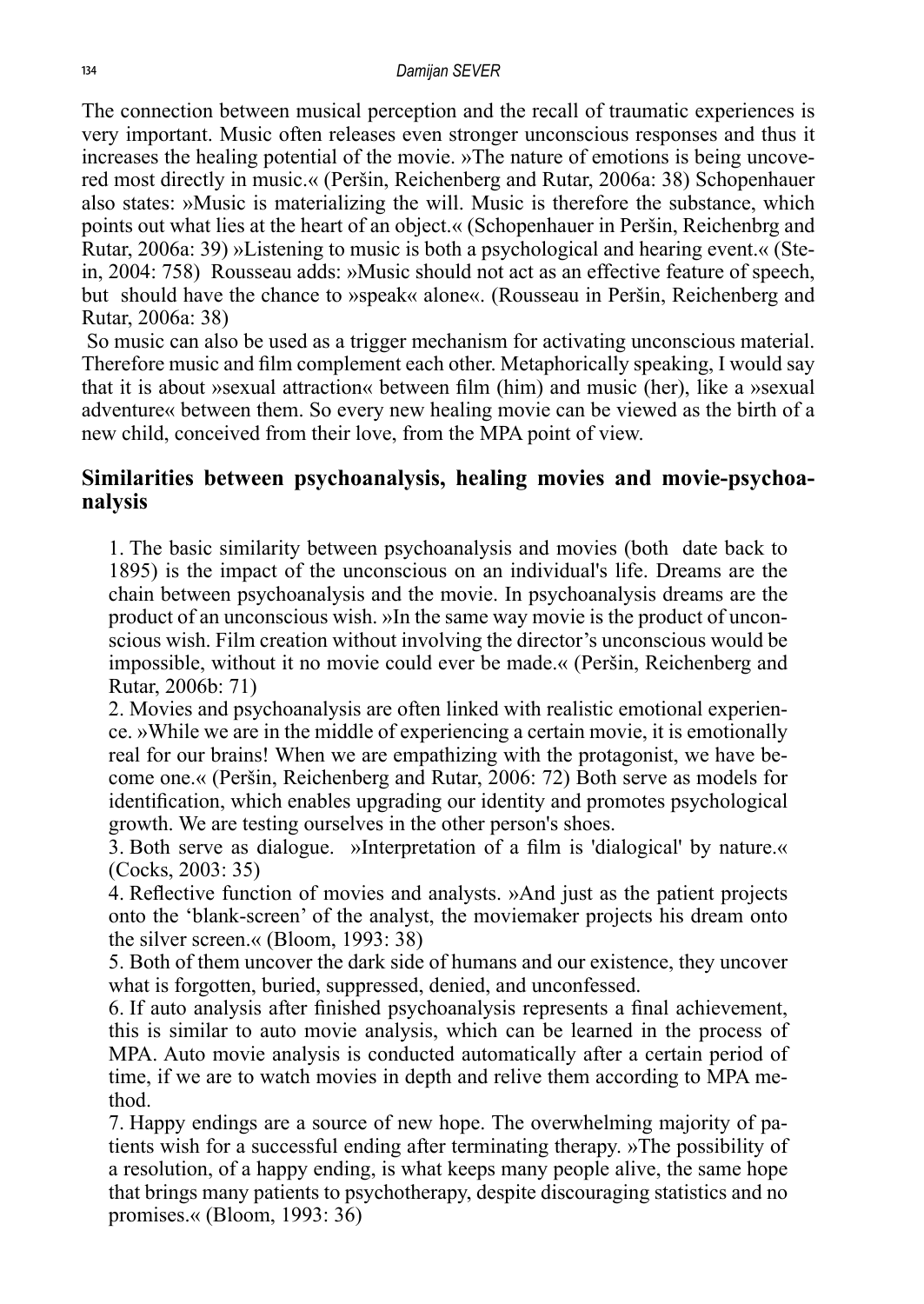The connection between musical perception and the recall of traumatic experiences is very important. Music often releases even stronger unconscious responses and thus it increases the healing potential of the movie. »The nature of emotions is being uncovered most directly in music.« (Peršin, Reichenberg and Rutar, 2006a: 38) Schopenhauer also states: »Music is materializing the will. Music is therefore the substance, which points out what lies at the heart of an object.« (Schopenhauer in Peršin, Reichenbrg and Rutar, 2006a: 39) »Listening to music is both a psychological and hearing event.« (Stein, 2004: 758) Rousseau adds: »Music should not act as an effective feature of speech, but should have the chance to »speak« alone«. (Rousseau in Peršin, Reichenberg and Rutar, 2006a: 38)

So music can also be used as a trigger mechanism for activating unconscious material. Therefore music and film complement each other. Metaphorically speaking, I would say that it is about »sexual attraction« between film (him) and music (her), like a »sexual adventure« between them. So every new healing movie can be viewed as the birth of a new child, conceived from their love, from the MPA point of view.

## Similarities between psychoanalysis, healing movies and movie-psychoanalysis

1. The basic similarity between psychoanalysis and movies (both date back to 1895) is the impact of the unconscious on an individual's life. Dreams are the chain between psychoanalysis and the movie. In psychoanalysis dreams are the product of an unconscious wish. »In the same way movie is the product of unconscious wish. Film creation without involving the director's unconscious would be impossible, without it no movie could ever be made.« (Peršin, Reichenberg and Rutar, 2006b: 71)
2. Movies and psychoanalysis are often linked with realistic emotional experience. »While we are in the middle of experiencing a certain movie, it is emotionally real for our brains! When we are empathizing with the protagonist, we have become one.« (Peršin, Reichenberg and Rutar, 2006: 72) Both serve as models for identification, which enables upgrading our identity and promotes psychological growth. We are testing ourselves in the other person's shoes.
3. Both serve as dialogue. »Interpretation of a film is 'dialogical' by nature.« (Cocks, 2003: 35)
4. Reflective function of movies and analysts. »And just as the patient projects onto the 'blank-screen' of the analyst, the moviemaker projects his dream onto the silver screen.« (Bloom, 1993: 38)
5. Both of them uncover the dark side of humans and our existence, they uncover what is forgotten, buried, suppressed, denied, and unconfessed.
6. If auto analysis after finished psychoanalysis represents a final achievement, this is similar to auto movie analysis, which can be learned in the process of MPA. Auto movie analysis is conducted automatically after a certain period of time, if we are to watch movies in depth and relive them according to MPA method.
7. Happy endings are a source of new hope. The overwhelming majority of patients wish for a successful ending after terminating therapy. »The possibility of a resolution, of a happy ending, is what keeps many people alive, the same hope that brings many patients to psychotherapy, despite discouraging statistics and no promises.« (Bloom, 1993: 36)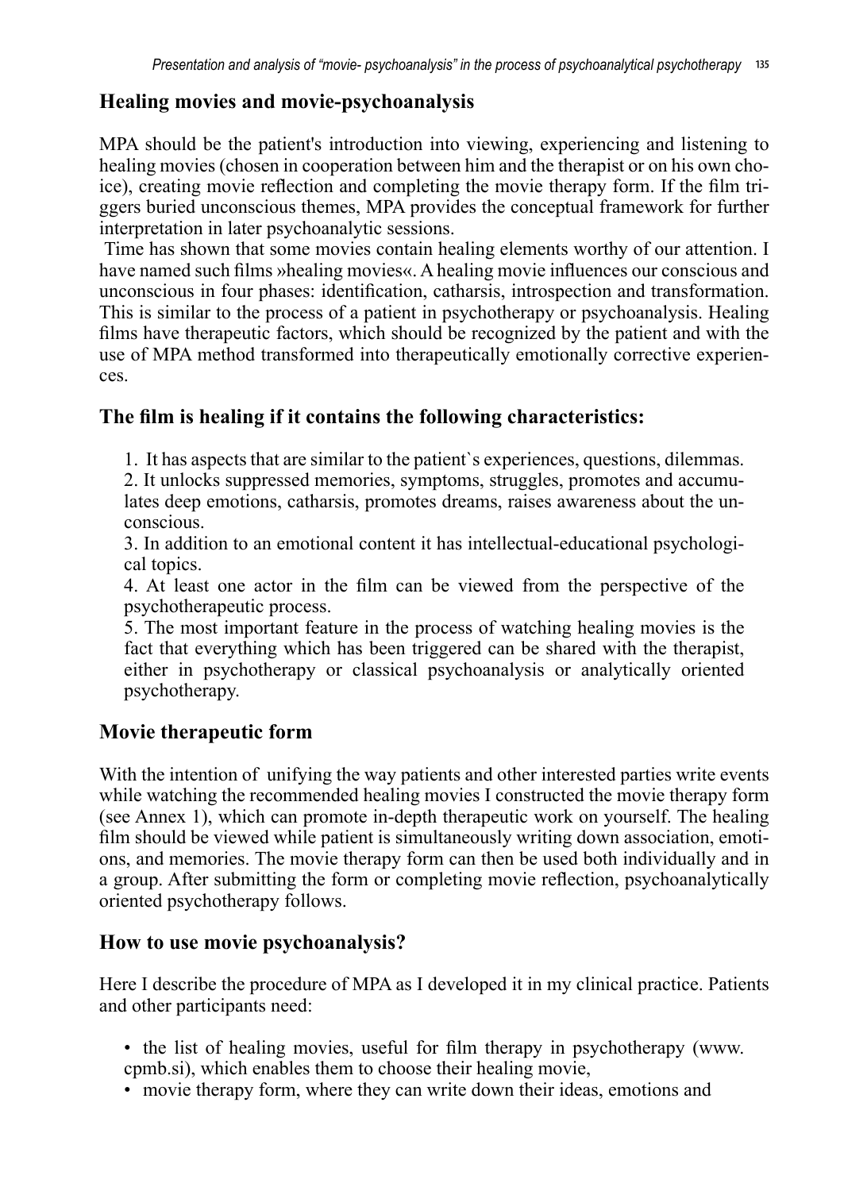## Healing movies and movie-psychoanalysis

MPA should be the patient's introduction into viewing, experiencing and listening to healing movies (chosen in cooperation between him and the therapist or on his own choice), creating movie reflection and completing the movie therapy form. If the film triggers buried unconscious themes, MPA provides the conceptual framework for further interpretation in later psychoanalytic sessions.

Time has shown that some movies contain healing elements worthy of our attention. I have named such films »healing movies«. A healing movie influences our conscious and unconscious in four phases: identification, catharsis, introspection and transformation. This is similar to the process of a patient in psychotherapy or psychoanalysis. Healing films have therapeutic factors, which should be recognized by the patient and with the use of MPA method transformed into therapeutically emotionally corrective experiences.

## The film is healing if it contains the following characteristics:

1. It has aspects that are similar to the patient`s experiences, questions, dilemmas.
2. It unlocks suppressed memories, symptoms, struggles, promotes and accumulates deep emotions, catharsis, promotes dreams, raises awareness about the unconscious.
3. In addition to an emotional content it has intellectual-educational psychological topics.
4. At least one actor in the film can be viewed from the perspective of the psychotherapeutic process.
5. The most important feature in the process of watching healing movies is the fact that everything which has been triggered can be shared with the therapist, either in psychotherapy or classical psychoanalysis or analytically oriented psychotherapy.

## Movie therapeutic form

With the intention of unifying the way patients and other interested parties write events while watching the recommended healing movies I constructed the movie therapy form (see Annex 1), which can promote in-depth therapeutic work on yourself. The healing film should be viewed while patient is simultaneously writing down association, emotions, and memories. The movie therapy form can then be used both individually and in a group. After submitting the form or completing movie reflection, psychoanalytically oriented psychotherapy follows.

## How to use movie psychoanalysis?

Here I describe the procedure of MPA as I developed it in my clinical practice. Patients and other participants need:

- the list of healing movies, useful for film therapy in psychotherapy (www.cpmb.si), which enables them to choose their healing movie,
- movie therapy form, where they can write down their ideas, emotions and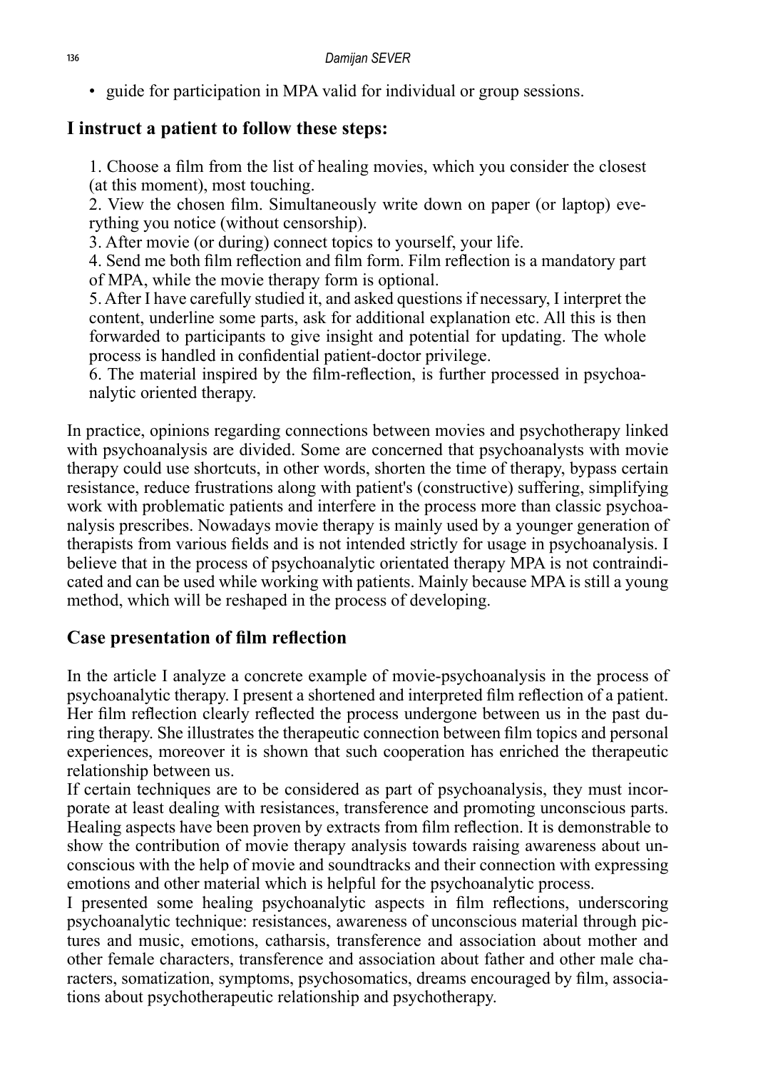- guide for participation in MPA valid for individual or group sessions.

## I instruct a patient to follow these steps:

1. Choose a film from the list of healing movies, which you consider the closest (at this moment), most touching.
2. View the chosen film. Simultaneously write down on paper (or laptop) everything you notice (without censorship).
3. After movie (or during) connect topics to yourself, your life.
4. Send me both film reflection and film form. Film reflection is a mandatory part of MPA, while the movie therapy form is optional.
5. After I have carefully studied it, and asked questions if necessary, I interpret the content, underline some parts, ask for additional explanation etc. All this is then forwarded to participants to give insight and potential for updating. The whole process is handled in confidential patient-doctor privilege.
6. The material inspired by the film-reflection, is further processed in psychoanalytic oriented therapy.

In practice, opinions regarding connections between movies and psychotherapy linked with psychoanalysis are divided. Some are concerned that psychoanalysts with movie therapy could use shortcuts, in other words, shorten the time of therapy, bypass certain resistance, reduce frustrations along with patient's (constructive) suffering, simplifying work with problematic patients and interfere in the process more than classic psychoanalysis prescribes. Nowadays movie therapy is mainly used by a younger generation of therapists from various fields and is not intended strictly for usage in psychoanalysis. I believe that in the process of psychoanalytic orientated therapy MPA is not contraindicated and can be used while working with patients. Mainly because MPA is still a young method, which will be reshaped in the process of developing.

## Case presentation of film reflection

In the article I analyze a concrete example of movie-psychoanalysis in the process of psychoanalytic therapy. I present a shortened and interpreted film reflection of a patient. Her film reflection clearly reflected the process undergone between us in the past during therapy. She illustrates the therapeutic connection between film topics and personal experiences, moreover it is shown that such cooperation has enriched the therapeutic relationship between us.

If certain techniques are to be considered as part of psychoanalysis, they must incorporate at least dealing with resistances, transference and promoting unconscious parts. Healing aspects have been proven by extracts from film reflection. It is demonstrable to show the contribution of movie therapy analysis towards raising awareness about unconscious with the help of movie and soundtracks and their connection with expressing emotions and other material which is helpful for the psychoanalytic process.

I presented some healing psychoanalytic aspects in film reflections, underscoring psychoanalytic technique: resistances, awareness of unconscious material through pictures and music, emotions, catharsis, transference and association about mother and other female characters, transference and association about father and other male characters, somatization, symptoms, psychosomatics, dreams encouraged by film, associations about psychotherapeutic relationship and psychotherapy.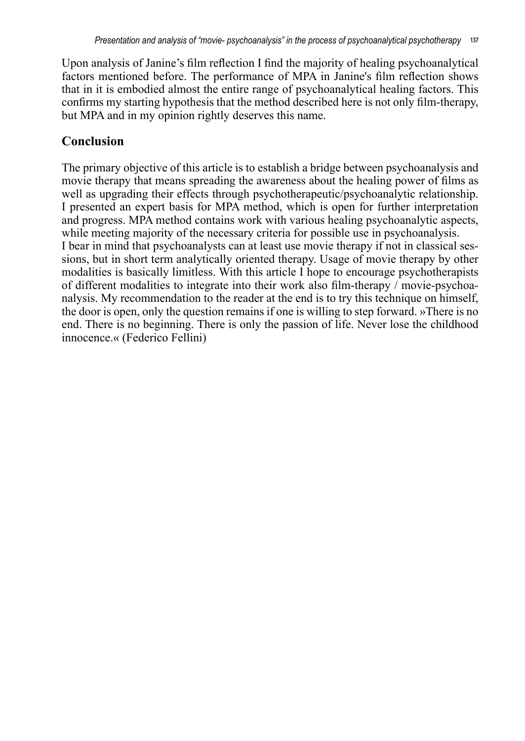Upon analysis of Janine's film reflection I find the majority of healing psychoanalytical factors mentioned before. The performance of MPA in Janine's film reflection shows that in it is embodied almost the entire range of psychoanalytical healing factors. This confirms my starting hypothesis that the method described here is not only film-therapy, but MPA and in my opinion rightly deserves this name.

## Conclusion

The primary objective of this article is to establish a bridge between psychoanalysis and movie therapy that means spreading the awareness about the healing power of films as well as upgrading their effects through psychotherapeutic/psychoanalytic relationship. I presented an expert basis for MPA method, which is open for further interpretation and progress. MPA method contains work with various healing psychoanalytic aspects, while meeting majority of the necessary criteria for possible use in psychoanalysis.

I bear in mind that psychoanalysts can at least use movie therapy if not in classical sessions, but in short term analytically oriented therapy. Usage of movie therapy by other modalities is basically limitless. With this article I hope to encourage psychotherapists of different modalities to integrate into their work also film-therapy / movie-psychoanalysis. My recommendation to the reader at the end is to try this technique on himself, the door is open, only the question remains if one is willing to step forward. »There is no end. There is no beginning. There is only the passion of life. Never lose the childhood innocence.« (Federico Fellini)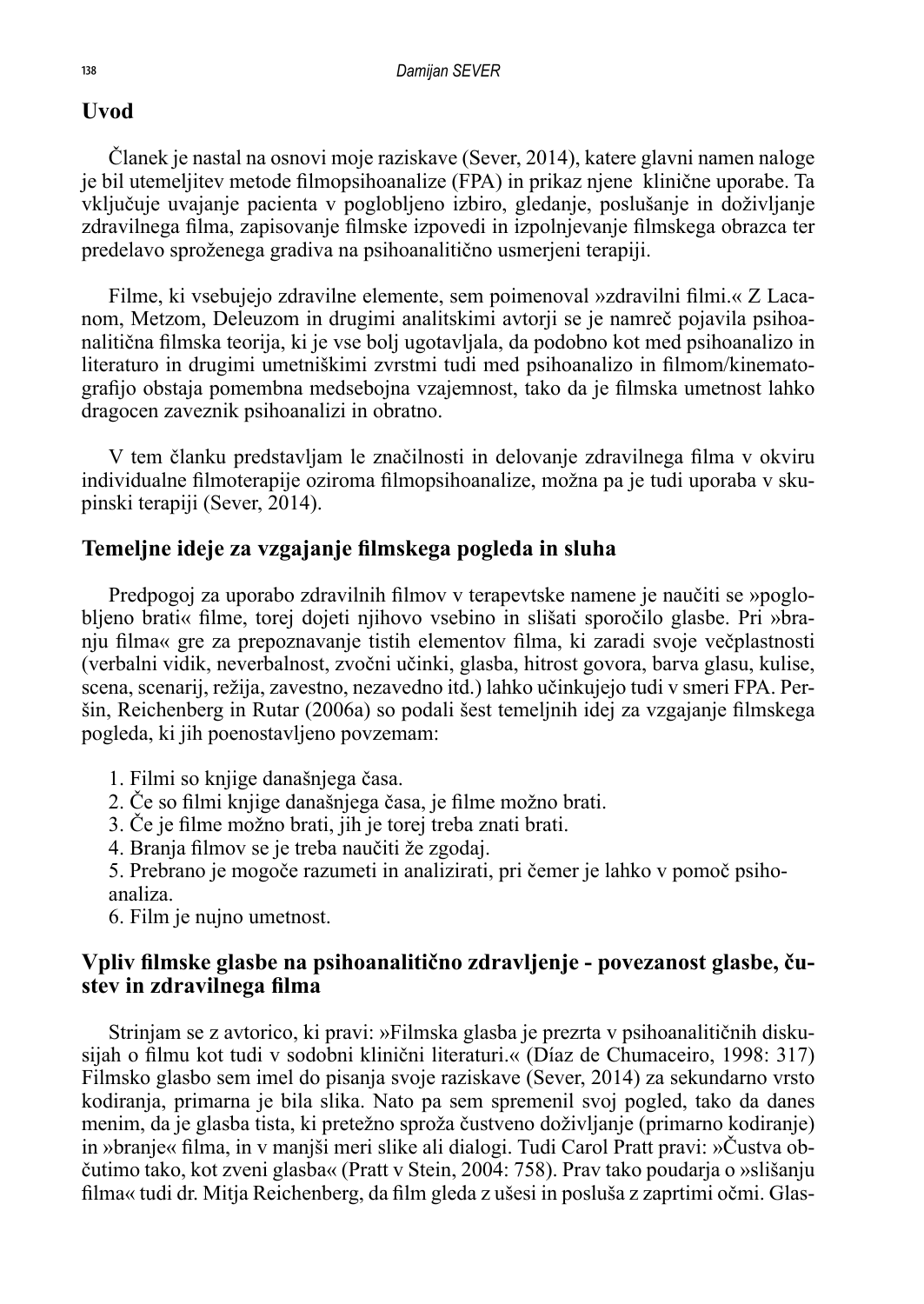## Uvod

Članek je nastal na osnovi moje raziskave (Sever, 2014), katere glavni namen naloge je bil utemeljitev metode filmopsihoanalize (FPA) in prikaz njene klinične uporabe. Ta vključuje uvajanje pacienta v poglobljeno izbiro, gledanje, poslušanje in doživljanje zdravilnega filma, zapisovanje filmske izpovedi in izpolnjevanje filmskega obrazca ter predelavo sproženega gradiva na psihoanalitično usmerjeni terapiji.

Filme, ki vsebujejo zdravilne elemente, sem poimenoval »zdravilni filmi.« Z Lacanom, Metzom, Deleuzom in drugimi analitskimi avtorji se je namreč pojavila psihoanalitična filmska teorija, ki je vse bolj ugotavljala, da podobno kot med psihoanalizo in literaturo in drugimi umetniškimi zvrstmi tudi med psihoanalizo in filmom/kinematografijo obstaja pomembna medsebojna vzajemnost, tako da je filmska umetnost lahko dragocen zaveznik psihoanalizi in obratno.

V tem članku predstavljam le značilnosti in delovanje zdravilnega filma v okviru individualne filmoterapije oziroma filmopsihoanalize, možna pa je tudi uporaba v skupinski terapiji (Sever, 2014).

## Temeljne ideje za vzgajanje filmskega pogleda in sluha

Predpogoj za uporabo zdravilnih filmov v terapevtske namene je naučiti se »poglobljeno brati« filme, torej dojeti njihovo vsebino in slišati sporočilo glasbe. Pri »branju filma« gre za prepoznavanje tistih elementov filma, ki zaradi svoje večplastnosti (verbalni vidik, neverbalnost, zvočni učinki, glasba, hitrost govora, barva glasu, kulise, scena, scenarij, režija, zavestno, nezavedno itd.) lahko učinkujejo tudi v smeri FPA. Peršin, Reichenberg in Rutar (2006a) so podali šest temeljnih idej za vzgajanje filmskega pogleda, ki jih poenostavljeno povzemam:

1. Filmi so knjige današnjega časa.
2. Če so filmi knjige današnjega časa, je filme možno brati.
3. Če je filme možno brati, jih je torej treba znati brati.
4. Branja filmov se je treba naučiti že zgodaj.
5. Prebrano je mogoče razumeti in analizirati, pri čemer je lahko v pomoč psihoanaliza.
6. Film je nujno umetnost.

## Vpliv filmske glasbe na psihoanalitično zdravljenje - povezanost glasbe, čustev in zdravilnega filma

Strinjam se z avtorico, ki pravi: »Filmska glasba je prezrta v psihoanalitičnih diskusijah o filmu kot tudi v sodobni klinični literaturi.« (Díaz de Chumaceiro, 1998: 317) Filmsko glasbo sem imel do pisanja svoje raziskave (Sever, 2014) za sekundarno vrsto kodiranja, primarna je bila slika. Nato pa sem spremenil svoj pogled, tako da danes menim, da je glasba tista, ki pretežno sproža čustveno doživljanje (primarno kodiranje) in »branje« filma, in v manjši meri slike ali dialogi. Tudi Carol Pratt pravi: »Čustva občutimo tako, kot zveni glasba« (Pratt v Stein, 2004: 758). Prav tako poudarja o »slišanju filma« tudi dr. Mitja Reichenberg, da film gleda z ušesi in posluša z zaprtimi očmi. Glas-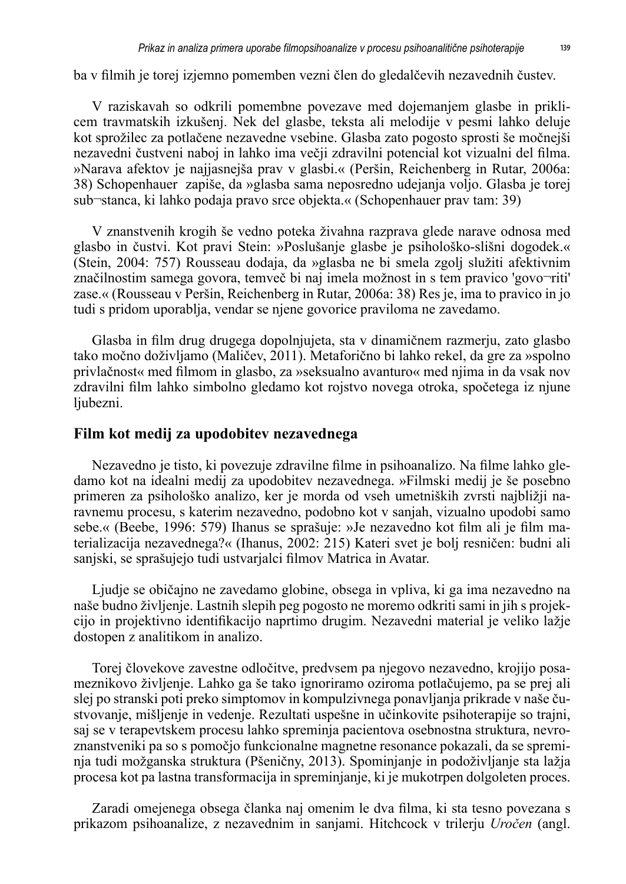ba v filmih je torej izjemno pomemben vezni člen do gledalčevih nezavednih čustev.

V raziskavah so odkrili pomembne povezave med dojemanjem glasbe in priklicem travmatskih izkušenj. Nek del glasbe, teksta ali melodije v pesmi lahko deluje kot sprožilec za potlačene nezavedne vsebine. Glasba zato pogosto sprosti še močnejši nezavedni čustveni naboj in lahko ima večji zdravilni potencial kot vizualni del filma. »Narava afektov je najjasnejša prav v glasbi.« (Peršin, Reichenberg in Rutar, 2006a: 38) Schopenhauer zapiše, da »glasba sama neposredno udejanja voljo. Glasba je torej sub¬stanca, ki lahko podaja pravo srce objekta.« (Schopenhauer prav tam: 39)

V znanstvenih krogih še vedno poteka živahna razprava glede narave odnosa med glasbo in čustvi. Kot pravi Stein: »Poslušanje glasbe je psihološko-slišni dogodek.« (Stein, 2004: 757) Rousseau dodaja, da »glasba ne bi smela zgolj služiti afektivnim značilnostim samega govora, temveč bi naj imela možnost in s tem pravico 'govo¬riti' zase.« (Rousseau v Peršin, Reichenberg in Rutar, 2006a: 38) Res je, ima to pravico in jo tudi s pridom uporablja, vendar se njene govorice praviloma ne zavedamo.

Glasba in film drug drugega dopolnjujeta, sta v dinamičnem razmerju, zato glasbo tako močno doživljamo (Maličev, 2011). Metaforično bi lahko rekel, da gre za »spolno privlačnost« med filmom in glasbo, za »seksualno avanturo« med njima in da vsak nov zdravilni film lahko simbolno gledamo kot rojstvo novega otroka, spočetega iz njune ljubezni.

## Film kot medij za upodobitev nezavednega

Nezavedno je tisto, ki povezuje zdravilne filme in psihoanalizo. Na filme lahko gledamo kot na idealni medij za upodobitev nezavednega. »Filmski medij je še posebno primeren za psihološko analizo, ker je morda od vseh umetniških zvrsti najbližji naravnemu procesu, s katerim nezavedno, podobno kot v sanjah, vizualno upodobi samo sebe.« (Beebe, 1996: 579) Ihanus se sprašuje: »Je nezavedno kot film ali je film materializacija nezavednega?« (Ihanus, 2002: 215) Kateri svet je bolj resničen: budni ali sanjski, se sprašujejo tudi ustvarjalci filmov Matrica in Avatar.

Ljudje se običajno ne zavedamo globine, obsega in vpliva, ki ga ima nezavedno na naše budno življenje. Lastnih slepih peg pogosto ne moremo odkriti sami in jih s projekcijo in projektivno identifikacijo naprtimo drugim. Nezavedni material je veliko lažje dostopen z analitikom in analizo.

Torej človekove zavestne odločitve, predvsem pa njegovo nezavedno, krojijo posameznikovo življenje. Lahko ga še tako ignoriramo oziroma potlačujemo, pa se prej ali slej po stranski poti preko simptomov in kompulzivnega ponavljanja prikrade v naše čustvovanje, mišljenje in vedenje. Rezultati uspešne in učinkovite psihoterapije so trajni, saj se v terapevtskem procesu lahko spreminja pacientova osebnostna struktura, nevroznanstveniki pa so s pomočjo funkcionalne magnetne resonance pokazali, da se spreminja tudi možganska struktura (Pšenične, 2013). Spominjanje in podoživljanje sta lažja procesa kot pa lastna transformacija in spreminjanje, ki je mukotrpen dolgoleten proces.

Zaradi omejenega obsega članka naj omenim le dva filma, ki sta tesno povezana s prikazom psihoanalize, z nezavednim in sanjami. Hitchcock v trilerju *Uročen* (angl.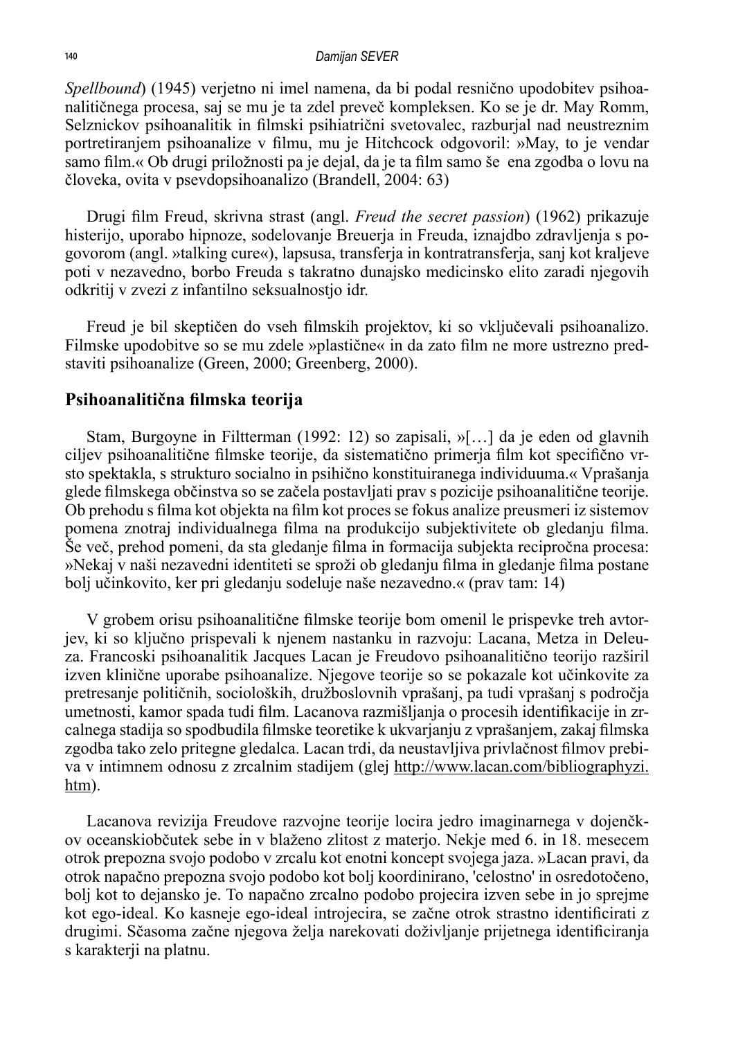*Spellbound*) (1945) verjetno ni imel namena, da bi podal resnično upodobitev psihoanalitičnega procesa, saj se mu je ta zdel preveč kompleksen. Ko se je dr. May Romm, Selznickov psihoanalitik in filmski psihiatrični svetovalec, razburjal nad neustreznim portretiranjem psihoanalize v filmu, mu je Hitchcock odgovoril: »May, to je vendar samo film.« Ob drugi priložnosti pa je dejal, da je ta film samo še ena zgodba o lovu na človeka, ovita v psevdopsihoanalizo (Brandell, 2004: 63)

Drugi film Freud, skrivna strast (angl. *Freud the secret passion*) (1962) prikazuje histerijo, uporabo hipnoze, sodelovanje Breuerja in Freuda, iznajdbo zdravljenja s pogovorom (angl. »talking cure«), lapsusa, transferja in kontratransferja, sanj kot kraljeve poti v nezavedno, borbo Freuda s takratno dunajsko medicinsko elito zaradi njegovih odkritij v zvezi z infantilno seksualnostjo idr.

Freud je bil skeptičen do vseh filmskih projektov, ki so vključevali psihoanalizo. Filmske upodobitve so se mu zdele »plastične« in da zato film ne more ustrezno predstaviti psihoanalize (Green, 2000; Greenberg, 2000).

## Psihoanalitična filmska teorija

Stam, Burgoyne in Filtterman (1992: 12) so zapisali, »[…] da je eden od glavnih ciljev psihoanalitične filmske teorije, da sistematično primerja film kot specifično vrsto spektakla, s strukturo socialno in psihično konstituiranega individuuma.« Vprašanja glede filmskega občinstva so se začela postavljati prav s pozicije psihoanalitične teorije. Ob prehodu s filma kot objekta na film kot proces se fokus analize preusmeri iz sistemov pomena znotraj individualnega filma na produkcijo subjektivitete ob gledanju filma. Še več, prehod pomeni, da sta gledanje filma in formacija subjekta recipročna procesa: »Nekaj v naši nezavedni identiteti se sproži ob gledanju filma in gledanje filma postane bolj učinkovito, ker pri gledanju sodeluje naše nezavedno.« (prav tam: 14)

V grobem orisu psihoanalitične filmske teorije bom omenil le prispevke treh avtorjev, ki so ključno prispevali k njenem nastanku in razvoju: Lacana, Metza in Deleuza. Francoski psihoanalitik Jacques Lacan je Freudovo psihoanalitično teorijo razširil izven klinične uporabe psihoanalize. Njegove teorije so se pokazale kot učinkovite za pretresanje političnih, socioloških, družboslovnih vprašanj, pa tudi vprašanj s področja umetnosti, kamor spada tudi film. Lacanova razmišljanja o procesih identifikacije in zrcalnega stadija so spodbudila filmske teoretike k ukvarjanju z vprašanjem, zakaj filmska zgodba tako zelo pritegne gledalca. Lacan trdi, da neustavljiva privlačnost filmov prebiva v intimnem odnosu z zrcalnim stadijem (glej http://www.lacan.com/bibliographyzi.htm).

Lacanova revizija Freudove razvojne teorije locira jedro imaginarnega v dojenčkov oceanskiobčutek sebe in v blaženo zlitost z materjo. Nekje med 6. in 18. mesecem otrok prepozna svojo podobo v zrcalu kot enotni koncept svojega jaza. »Lacan pravi, da otrok napačno prepozna svojo podobo kot bolj koordinirano, 'celostno' in osredotočeno, bolj kot to dejansko je. To napačno zrcalno podobo projecira izven sebe in jo sprejme kot ego-ideal. Ko kasneje ego-ideal introjecira, se začne otrok strastno identificirati z drugimi. Sčasoma začne njegova želja narekovati doživljanje prijetnega identificiranja s karakterji na platnu.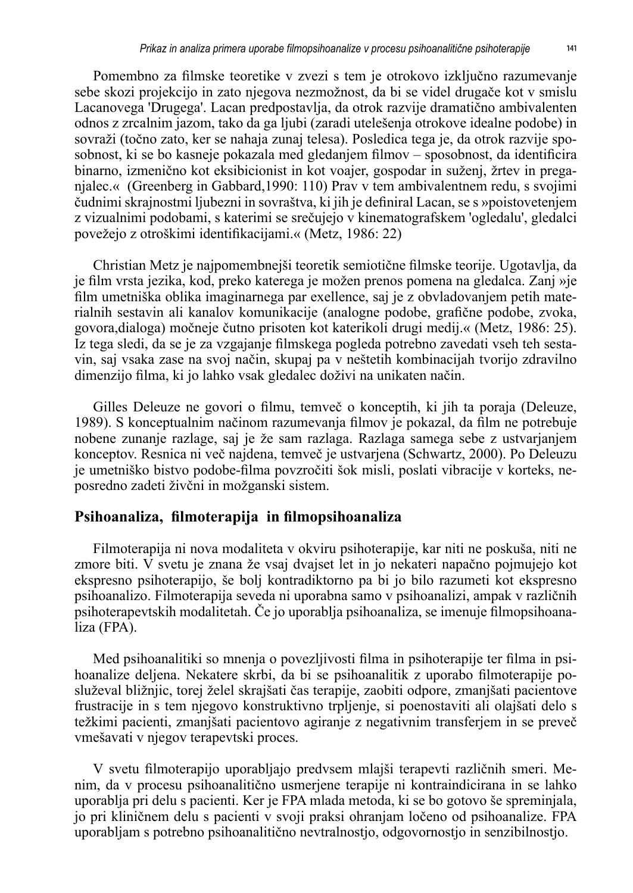Pomembno za filmske teoretike v zvezi s tem je otrokovo izključno razumevanje sebe skozi projekcijo in zato njegova nezmožnost, da bi se videl drugače kot v smislu Lacanovega 'Drugega'. Lacan predpostavlja, da otrok razvije dramatično ambivalenten odnos z zrcalnim jazom, tako da ga ljubi (zaradi utelešenja otrokove idealne podobe) in sovraži (točno zato, ker se nahaja zunaj telesa). Posledica tega je, da otrok razvije sposobnost, ki se bo kasneje pokazala med gledanjem filmov – sposobnost, da identificira binarno, izmenično kot eksibicionist in kot voajer, gospodar in suženj, žrtev in preganjalec.« (Greenberg in Gabbard,1990: 110) Prav v tem ambivalentnem redu, s svojimi čudnimi skrajnostmi ljubezni in sovraštva, ki jih je definiral Lacan, se s »poistovetenjem z vizualnimi podobami, s katerimi se srečujejo v kinematografskem 'ogledalu', gledalci povežejo z otroškimi identifikacijami.« (Metz, 1986: 22)

Christian Metz je najpomembnejši teoretik semiotične filmske teorije. Ugotavlja, da je film vrsta jezika, kod, preko katerega je možen prenos pomena na gledalca. Zanj »je film umetniška oblika imaginarnega par exellence, saj je z obvladovanjem petih materialnih sestavin ali kanalov komunikacije (analogne podobe, grafične podobe, zvoka, govora,dialoga) močneje čutno prisoten kot katerikoli drugi medij.« (Metz, 1986: 25). Iz tega sledi, da se je za vzgajanje filmskega pogleda potrebno zavedati vseh teh sestavin, saj vsaka zase na svoj način, skupaj pa v neštetih kombinacijah tvorijo zdravilno dimenzijo filma, ki jo lahko vsak gledalec doživi na unikaten način.

Gilles Deleuze ne govori o filmu, temveč o konceptih, ki jih ta poraja (Deleuze, 1989). S konceptualnim načinom razumevanja filmov je pokazal, da film ne potrebuje nobene zunanje razlage, saj je že sam razlaga. Razlaga samega sebe z ustvarjanjem konceptov. Resnica ni več najdena, temveč je ustvarjena (Schwartz, 2000). Po Deleuzu je umetniško bistvo podobe-filma povzročiti šok misli, poslati vibracije v korteks, neposredno zadeti živčni in možganski sistem.

## Psihoanaliza, filmoterapija in filmopsihoanaliza

Filmoterapija ni nova modaliteta v okviru psihoterapije, kar niti ne poskuša, niti ne zmore biti. V svetu je znana že vsaj dvajset let in jo nekateri napačno pojmujejo kot ekspresno psihoterapijo, še bolj kontradiktorno pa bi jo bilo razumeti kot ekspresno psihoanalizo. Filmoterapija seveda ni uporabna samo v psihoanalizi, ampak v različnih psihoterapevtskih modalitetah. Če jo uporablja psihoanaliza, se imenuje filmopsihoanaliza (FPA).

Med psihoanalitiki so mnenja o povezljivosti filma in psihoterapije ter filma in psihoanalize deljena. Nekatere skrbi, da bi se psihoanalitik z uporabo filmoterapije posluževal bližnjic, torej želel skrajšati čas terapije, zaobiti odpore, zmanjšati pacientove frustracije in s tem njegovo konstruktivno trpljenje, si poenostaviti ali olajšati delo s težkimi pacienti, zmanjšati pacientovo agiranje z negativnim transferjem in se preveč vmešavati v njegov terapevtski proces.

V svetu filmoterapijo uporabljajo predvsem mlajši terapevti različnih smeri. Menim, da v procesu psihoanalitično usmerjene terapije ni kontraindicirana in se lahko uporablja pri delu s pacienti. Ker je FPA mlada metoda, ki se bo gotovo še spreminjala, jo pri kliničnem delu s pacienti v svoji praksi ohranjam ločeno od psihoanalize. FPA uporabljam s potrebno psihoanalitično nevtralnostjo, odgovornostjo in senzibilnostjo.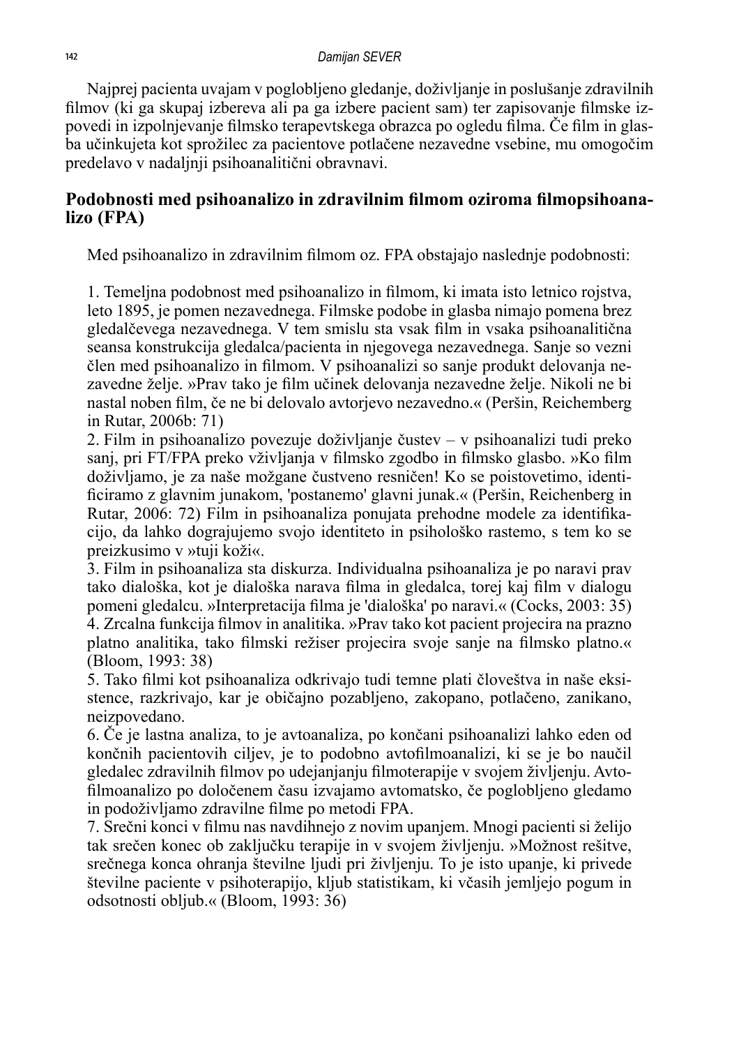Najprej pacienta uvajam v poglobljeno gledanje, doživljanje in poslušanje zdravilnih filmov (ki ga skupaj izbereva ali pa ga izbere pacient sam) ter zapisovanje filmske izpovedi in izpolnjevanje filmsko terapevtskega obrazca po ogledu filma. Če film in glasba učinkujeta kot sprožilec za pacientove potlačene nezavedne vsebine, mu omogočim predelavo v nadaljnji psihoanalitični obravnavi.

## Podobnosti med psihoanalizo in zdravilnim filmom oziroma filmopsihoanalizo (FPA)

Med psihoanalizo in zdravilnim filmom oz. FPA obstajajo naslednje podobnosti:

1. Temeljna podobnost med psihoanalizo in filmom, ki imata isto letnico rojstva, leto 1895, je pomen nezavednega. Filmske podobe in glasba nimajo pomena brez gledalčevega nezavednega. V tem smislu sta vsak film in vsaka psihoanalitična seansa konstrukcija gledalca/pacienta in njegovega nezavednega. Sanje so vezni člen med psihoanalizo in filmom. V psihoanalizi so sanje produkt delovanja nezavedne želje. »Prav tako je film učinek delovanja nezavedne želje. Nikoli ne bi nastal noben film, če ne bi delovalo avtorjevo nezavedno.« (Peršin, Reichemberg in Rutar, 2006b: 71)
2. Film in psihoanalizo povezuje doživljanje čustev – v psihoanalizi tudi preko sanj, pri FT/FPA preko vživljanja v filmsko zgodbo in filmsko glasbo. »Ko film doživljamo, je za naše možgane čustveno resničen! Ko se poistovetimo, identificiramo z glavnim junakom, 'postanemo' glavni junak.« (Peršin, Reichenberg in Rutar, 2006: 72) Film in psihoanaliza ponujata prehodne modele za identifikacijo, da lahko dograjujemo svojo identiteto in psihološko rastemo, s tem ko se preizkusimo v »tuji koži«.
3. Film in psihoanaliza sta diskurza. Individualna psihoanaliza je po naravi prav tako dialoška, kot je dialoška narava filma in gledalca, torej kaj film v dialogu pomeni gledalcu. »Interpretacija filma je 'dialoška' po naravi.« (Cocks, 2003: 35)
4. Zrcalna funkcija filmov in analitika. »Prav tako kot pacient projecira na prazno platno analitika, tako filmski režiser projecira svoje sanje na filmsko platno.« (Bloom, 1993: 38)
5. Tako filmi kot psihoanaliza odkrivajo tudi temne plati človeštva in naše eksistence, razkrivajo, kar je običajno pozabljeno, zakopano, potlačeno, zanikano, neizpovedano.
6. Če je lastna analiza, to je avtoanaliza, po končani psihoanalizi lahko eden od končnih pacientovih ciljev, je to podobno avtofilmoanalizi, ki se je bo naučil gledalec zdravilnih filmov po udejanjanju filmoterapije v svojem življenju. Avtofilmoanalizo po določenem času izvajamo avtomatsko, če poglobljeno gledamo in podoživljamo zdravilne filme po metodi FPA.
7. Srečni konci v filmu nas navdihnejo z novim upanjem. Mnogi pacienti si želijo tak srečen konec ob zaključku terapije in v svojem življenju. »Možnost rešitve, srečnega konca ohranja številne ljudi pri življenju. To je isto upanje, ki privede številne paciente v psihoterapijo, kljub statistikam, ki včasih jemljejo pogum in odsotnosti obljub.« (Bloom, 1993: 36)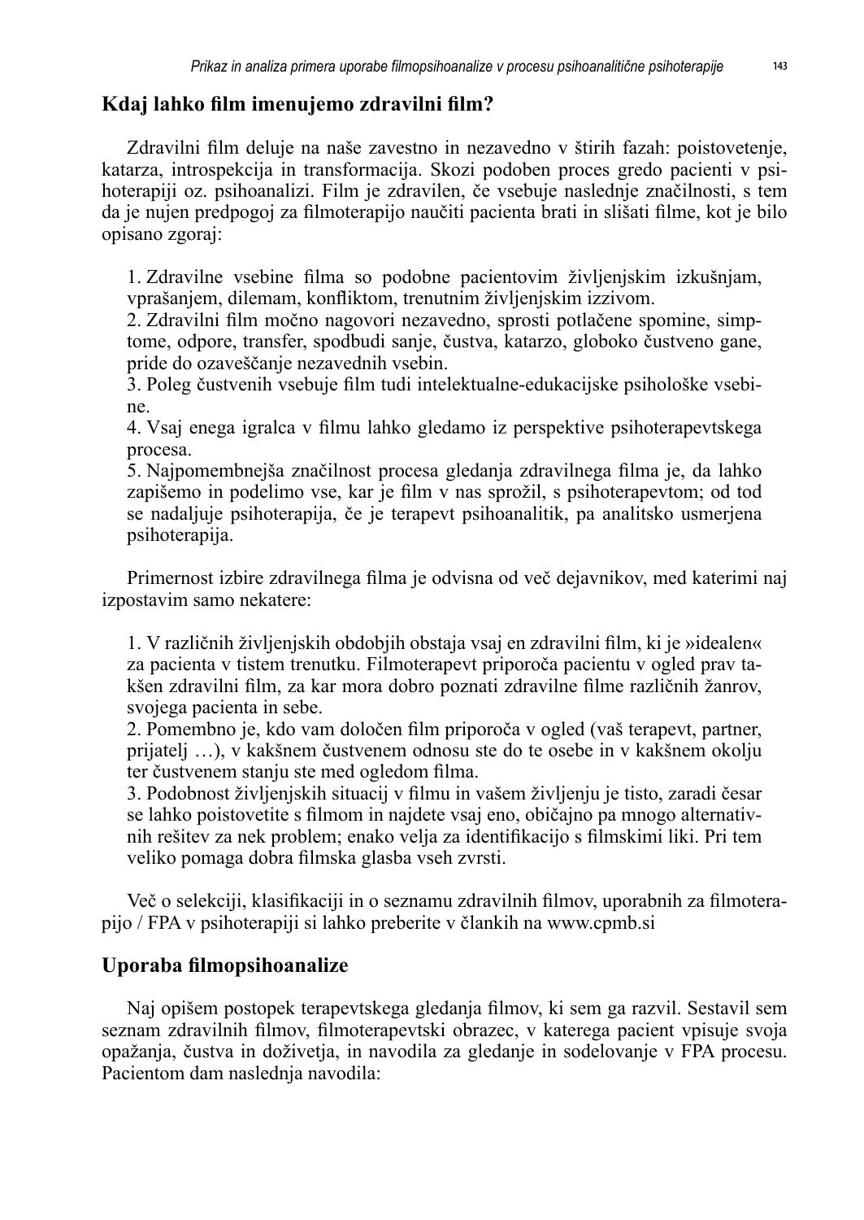## Kdaj lahko film imenujemo zdravilni film?

Zdravilni film deluje na naše zavestno in nezavedno v štirih fazah: poistovetenje, katarza, introspekcija in transformacija. Skozi podoben proces gredo pacienti v psihoterapiji oz. psihoanalizi. Film je zdravilen, če vsebuje naslednje značilnosti, s tem da je nujen predpogoj za filmoterapijo naučiti pacienta brati in slišati filme, kot je bilo opisano zgoraj:

1. Zdravilne vsebine filma so podobne pacientovim življenjskim izkušnjam, vprašanjem, dilemam, konfliktom, trenutnim življenjskim izzivom.
2. Zdravilni film močno nagovori nezavedno, sprosti potlačene spomine, simptome, odpore, transfer, spodbudi sanje, čustva, katarzo, globoko čustveno gane, pride do ozaveščanje nezavednih vsebin.
3. Poleg čustvenih vsebuje film tudi intelektualne-edukacijske psihološke vsebine.
4. Vsaj enega igralca v filmu lahko gledamo iz perspektive psihoterapevtskega procesa.
5. Najpomembnejša značilnost procesa gledanja zdravilnega filma je, da lahko zapišemo in podelimo vse, kar je film v nas sprožil, s psihoterapevtom; od tod se nadaljuje psihoterapija, če je terapevt psihoanalitik, pa analitsko usmerjena psihoterapija.

Primernost izbire zdravilnega filma je odvisna od več dejavnikov, med katerimi naj izpostavim samo nekatere:

1. V različnih življenjskih obdobjih obstaja vsaj en zdravilni film, ki je »idealen« za pacienta v tistem trenutku. Filmoterapevt priporoča pacientu v ogled prav takšen zdravilni film, za kar mora dobro poznati zdravilne filme različnih žanrov, svojega pacienta in sebe.
2. Pomembno je, kdo vam določen film priporoča v ogled (vaš terapevt, partner, prijatelj …), v kakšnem čustvenem odnosu ste do te osebe in v kakšnem okolju ter čustvenem stanju ste med ogledom filma.
3. Podobnost življenjskih situacij v filmu in vašem življenju je tisto, zaradi česar se lahko poistovetite s filmom in najdete vsaj eno, običajno pa mnogo alternativnih rešitev za nek problem; enako velja za identifikacijo s filmskimi liki. Pri tem veliko pomaga dobra filmska glasba vseh zvrsti.

Več o selekciji, klasifikaciji in o seznamu zdravilnih filmov, uporabnih za filmoterapijo / FPA v psihoterapiji si lahko preberite v člankih na www.cpmb.si

## Uporaba filmopsihoanalize

Naj opišem postopek terapevtskega gledanja filmov, ki sem ga razvil. Sestavil sem seznam zdravilnih filmov, filmoterapevtski obrazec, v katerega pacient vpisuje svoja opažanja, čustva in doživetja, in navodila za gledanje in sodelovanje v FPA procesu. Pacientom dam naslednja navodila: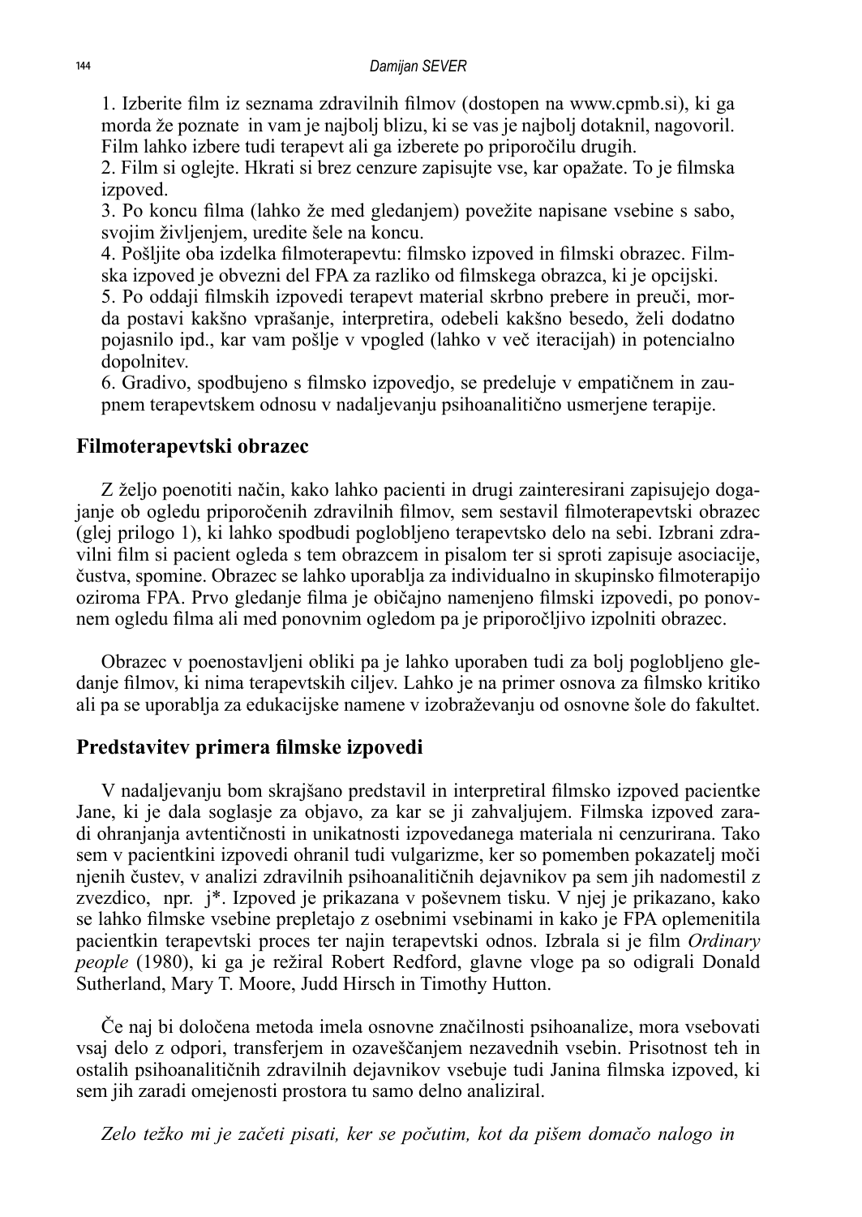1. Izberite film iz seznama zdravilnih filmov (dostopen na www.cpmb.si), ki ga morda že poznate in vam je najbolj blizu, ki se vas je najbolj dotaknil, nagovoril. Film lahko izbere tudi terapevt ali ga izberete po priporočilu drugih.
2. Film si oglejte. Hkrati si brez cenzure zapisujte vse, kar opažate. To je filmska izpoved.
3. Po koncu filma (lahko že med gledanjem) povežite napisane vsebine s sabo, svojim življenjem, uredite šele na koncu.
4. Pošljite oba izdelka filmoterapevtu: filmsko izpoved in filmski obrazec. Filmska izpoved je obvezni del FPA za razliko od filmskega obrazca, ki je opcijski.
5. Po oddaji filmskih izpovedi terapevt material skrbno prebere in preuči, morda postavi kakšno vprašanje, interpretira, odebeli kakšno besedo, želi dodatno pojasnilo ipd., kar vam pošlje v vpogled (lahko v več iteracijah) in potencialno dopolnitev.
6. Gradivo, spodbujeno s filmsko izpovedjo, se predeluje v empatičnem in zaupnem terapevtskem odnosu v nadaljevanju psihoanalitično usmerjene terapije.

## Filmoterapevtski obrazec

Z željo poenotiti način, kako lahko pacienti in drugi zainteresirani zapisujejo dogajanje ob ogledu priporočenih zdravilnih filmov, sem sestavil filmoterapevtski obrazec (glej prilogo 1), ki lahko spodbudi poglobljeno terapevtsko delo na sebi. Izbrani zdravilni film si pacient ogleda s tem obrazcem in pisalom ter si sproti zapisuje asociacije, čustva, spomine. Obrazec se lahko uporablja za individualno in skupinsko filmoterapijo oziroma FPA. Prvo gledanje filma je običajno namenjeno filmski izpovedi, po ponovnem ogledu filma ali med ponovnim ogledom pa je priporočljivo izpolniti obrazec.

Obrazec v poenostavljeni obliki pa je lahko uporaben tudi za bolj poglobljeno gledanje filmov, ki nima terapevtskih ciljev. Lahko je na primer osnova za filmsko kritiko ali pa se uporablja za edukacijske namene v izobraževanju od osnovne šole do fakultet.

## Predstavitev primera filmske izpovedi

V nadaljevanju bom skrajšano predstavil in interpretiral filmsko izpoved pacientke Jane, ki je dala soglasje za objavo, za kar se ji zahvaljujem. Filmska izpoved zaradi ohranjanja avtentičnosti in unikatnosti izpovedanega materiala ni cenzurirana. Tako sem v pacientkini izpovedi ohranil tudi vulgarizme, ker so pomemben pokazatelj moči njenih čustev, v analizi zdravilnih psihoanalitičnih dejavnikov pa sem jih nadomestil z zvezdico, npr. j*. Izpoved je prikazana v poševnem tisku. V njej je prikazano, kako se lahko filmske vsebine prepletajo z osebnimi vsebinami in kako je FPA oplemenitila pacientkin terapevtski proces ter najin terapevtski odnos. Izbrala si je film *Ordinary people* (1980), ki ga je režiral Robert Redford, glavne vloge pa so odigrali Donald Sutherland, Mary T. Moore, Judd Hirsch in Timothy Hutton.

Če naj bi določena metoda imela osnovne značilnosti psihoanalize, mora vsebovati vsaj delo z odpori, transferjem in ozaveščanjem nezavednih vsebin. Prisotnost teh in ostalih psihoanalitičnih zdravilnih dejavnikov vsebuje tudi Janina filmska izpoved, ki sem jih zaradi omejenosti prostora tu samo delno analiziral.

*Zelo težko mi je začeti pisati, ker se počutim, kot da pišem domačo nalogo in*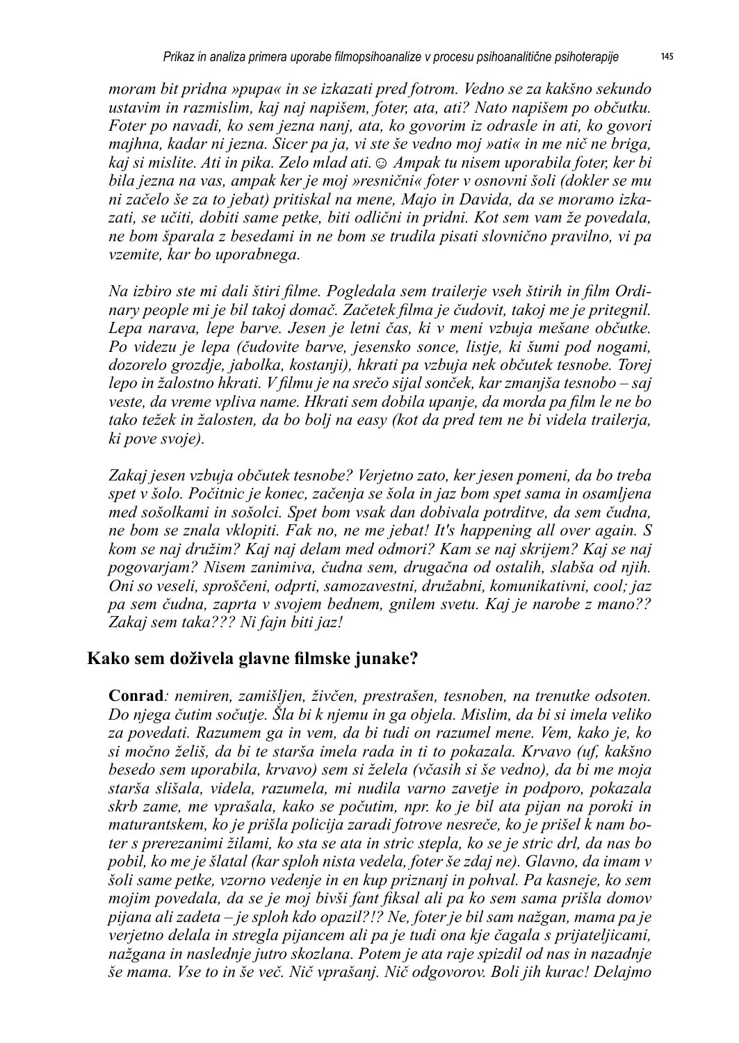*moram bit pridna »pupa« in se izkazati pred fotrom. Vedno se za kakšno sekundo ustavim in razmislim, kaj naj napišem, foter, ata, ati? Nato napišem po občutku. Foter po navadi, ko sem jezna nanj, ata, ko govorim iz odrasle in ati, ko govori majhna, kadar ni jezna. Sicer pa ja, vi ste še vedno moj »ati« in me nič ne briga, kaj si mislite. Ati in pika. Zelo mlad ati. ☺ Ampak tu nisem uporabila foter, ker bi bila jezna na vas, ampak ker je moj »resnični« foter v osnovni šoli (dokler se mu ni začelo še za to jebat) pritiskal na mene, Majo in Davida, da se moramo izkazati, se učiti, dobiti same petke, biti odlični in pridni. Kot sem vam že povedala, ne bom šparala z besedami in ne bom se trudila pisati slovnično pravilno, vi pa vzemite, kar bo uporabnega.*

*Na izbiro ste mi dali štiri filme. Pogledala sem trailerje vseh štirih in film Ordinary people mi je bil takoj domač. Začetek filma je čudovit, takoj me je pritegnil. Lepa narava, lepe barve. Jesen je letni čas, ki v meni vzbuja mešane občutke. Po videzu je lepa (čudovite barve, jesensko sonce, listje, ki šumi pod nogami, dozorelo grozdje, jabolka, kostanji), hkrati pa vzbuja nek občutek tesnobe. Torej lepo in žalostno hkrati. V filmu je na srečo sijal sonček, kar zmanjša tesnobo – saj veste, da vreme vpliva name. Hkrati sem dobila upanje, da morda pa film le ne bo tako težek in žalosten, da bo bolj na easy (kot da pred tem ne bi videla trailerja, ki pove svoje).*

*Zakaj jesen vzbuja občutek tesnobe? Verjetno zato, ker jesen pomeni, da bo treba spet v šolo. Počitnic je konec, začenja se šola in jaz bom spet sama in osamljena med sošolkami in sošolci. Spet bom vsak dan dobivala potrditve, da sem čudna, ne bom se znala vklopiti. Fak no, ne me jebat! It's happening all over again. S kom se naj družim? Kaj naj delam med odmori? Kam se naj skrijem? Kaj se naj pogovarjam? Nisem zanimiva, čudna sem, drugačna od ostalih, slabša od njih. Oni so veseli, sproščeni, odprti, samozavestni, družabni, komunikativni, cool; jaz pa sem čudna, zaprta v svojem bednem, gnilem svetu. Kaj je narobe z mano?? Zakaj sem taka??? Ni fajn biti jaz!*

## Kako sem doživela glavne filmske junake?

**Conrad***: nemiren, zamišljen, živčen, prestrašen, tesnoben, na trenutke odsoten. Do njega čutim sočutje. Šla bi k njemu in ga objela. Mislim, da bi si imela veliko za povedati. Razumem ga in vem, da bi tudi on razumel mene. Vem, kako je, ko si močno želiš, da bi te starša imela rada in ti to pokazala. Krvavo (uf, kakšno besedo sem uporabila, krvavo) sem si želela (včasih si še vedno), da bi me moja starša slišala, videla, razumela, mi nudila varno zavetje in podporo, pokazala skrb zame, me vprašala, kako se počutim, npr. ko je bil ata pijan na poroki in maturantskem, ko je prišla policija zaradi fotrove nesreče, ko je prišel k nam boter s prerezanimi žilami, ko sta se ata in stric stepla, ko se je stric drl, da nas bo pobil, ko me je šlatal (kar sploh nista vedela, foter še zdaj ne). Glavno, da imam v šoli same petke, vzorno vedenje in en kup priznanj in pohval. Pa kasneje, ko sem mojim povedala, da se je moj bivši fant fiksal ali pa ko sem sama prišla domov pijana ali zadeta – je sploh kdo opazil?!? Ne, foter je bil sam nažgan, mama pa je verjetno delala in stregla pijancem ali pa je tudi ona kje čagala s prijateljicami, nažgana in naslednje jutro skozlana. Potem je ata raje spizdil od nas in nazadnje še mama. Vse to in še več. Nič vprašanj. Nič odgovorov. Boli jih kurac! Delajmo*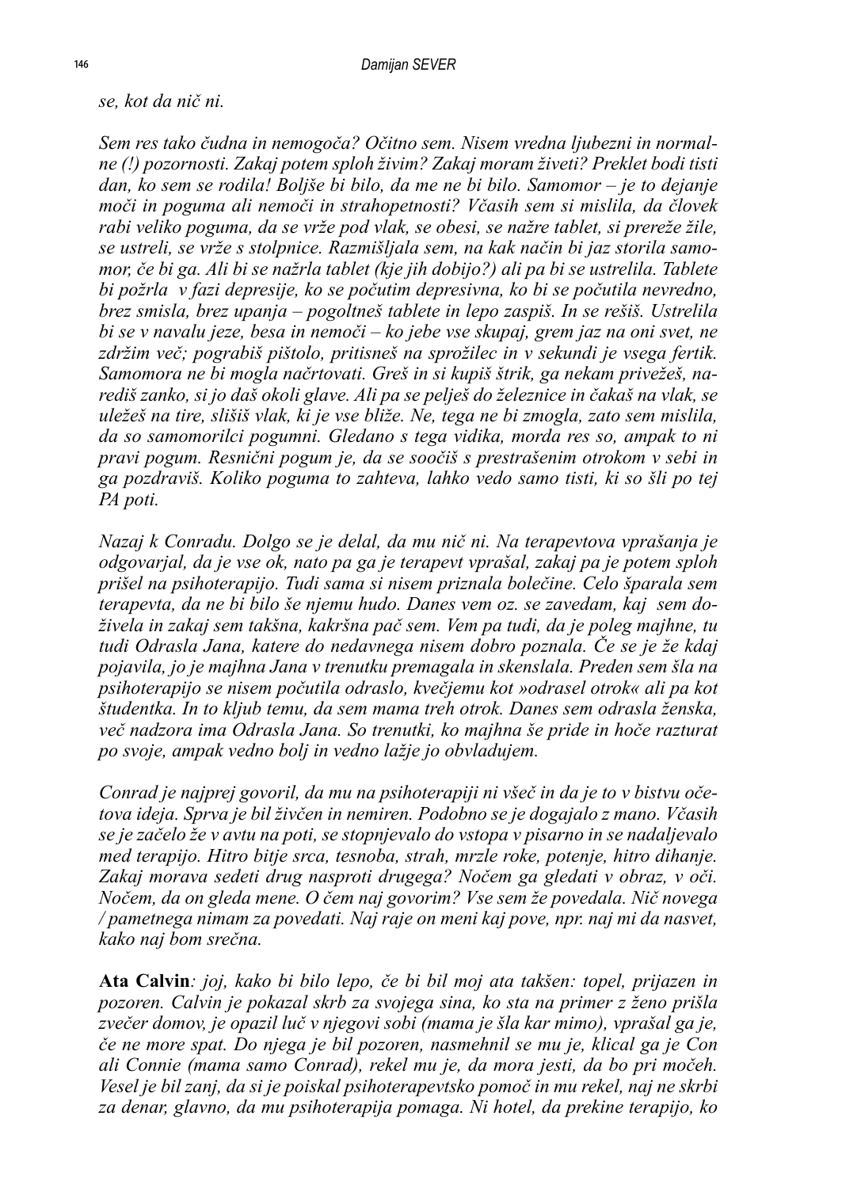*se, kot da nič ni.*

*Sem res tako čudna in nemogoča? Očitno sem. Nisem vredna ljubezni in normalne (!) pozornosti. Zakaj potem sploh živim? Zakaj moram živeti? Preklet bodi tisti dan, ko sem se rodila! Boljše bi bilo, da me ne bi bilo. Samomor – je to dejanje moči in poguma ali nemoči in strahopetnosti? Včasih sem si mislila, da človek rabi veliko poguma, da se vrže pod vlak, se obesi, se nažre tablet, si prereže žile, se ustreli, se vrže s stolpnice. Razmišljala sem, na kak način bi jaz storila samomor, če bi ga. Ali bi se nažrla tablet (kje jih dobijo?) ali pa bi se ustrelila. Tablete bi požrla v fazi depresije, ko se počutim depresivna, ko bi se počutila nevredno, brez smisla, brez upanja – pogoltneš tablete in lepo zaspiš. In se rešiš. Ustrelila bi se v navalu jeze, besa in nemoči – ko jebe vse skupaj, grem jaz na oni svet, ne zdržim več; pograbiš pištolo, pritisneš na sprožilec in v sekundi je vsega fertik. Samomora ne bi mogla načrtovati. Greš in si kupiš štrik, ga nekam privežeš, narediš zanko, si jo daš okoli glave. Ali pa se pelješ do železnice in čakaš na vlak, se uležeš na tire, slišiš vlak, ki je vse bliže. Ne, tega ne bi zmogla, zato sem mislila, da so samomorilci pogumni. Gledano s tega vidika, morda res so, ampak to ni pravi pogum. Resnični pogum je, da se soočiš s prestrašenim otrokom v sebi in ga pozdraviš. Koliko poguma to zahteva, lahko vedo samo tisti, ki so šli po tej PA poti.*

*Nazaj k Conradu. Dolgo se je delal, da mu nič ni. Na terapevtova vprašanja je odgovarjal, da je vse ok, nato pa ga je terapevt vprašal, zakaj pa je potem sploh prišel na psihoterapijo. Tudi sama si nisem priznala bolečine. Celo šparala sem terapevta, da ne bi bilo še njemu hudo. Danes vem oz. se zavedam, kaj sem doživela in zakaj sem takšna, kakršna pač sem. Vem pa tudi, da je poleg majhne, tu tudi Odrasla Jana, katere do nedavnega nisem dobro poznala. Če se je že kdaj pojavila, jo je majhna Jana v trenutku premagala in skenslala. Preden sem šla na psihoterapijo se nisem počutila odraslo, kvečjemu kot »odrasel otrok« ali pa kot študentka. In to kljub temu, da sem mama treh otrok. Danes sem odrasla ženska, več nadzora ima Odrasla Jana. So trenutki, ko majhna še pride in hoče razturat po svoje, ampak vedno bolj in vedno lažje jo obvladujem.*

*Conrad je najprej govoril, da mu na psihoterapiji ni všeč in da je to v bistvu očetova ideja. Sprva je bil živčen in nemiren. Podobno se je dogajalo z mano. Včasih se je začelo že v avtu na poti, se stopnjevalo do vstopa v pisarno in se nadaljevalo med terapijo. Hitro bitje srca, tesnoba, strah, mrzle roke, potenje, hitro dihanje. Zakaj morava sedeti drug nasproti drugega? Nočem ga gledati v obraz, v oči. Nočem, da on gleda mene. O čem naj govorim? Vse sem že povedala. Nič novega / pametnega nimam za povedati. Naj raje on meni kaj pove, npr. naj mi da nasvet, kako naj bom srečna.*

**Ata Calvin***: joj, kako bi bilo lepo, če bi bil moj ata takšen: topel, prijazen in pozoren. Calvin je pokazal skrb za svojega sina, ko sta na primer z ženo prišla zvečer domov, je opazil luč v njegovi sobi (mama je šla kar mimo), vprašal ga je, če ne more spat. Do njega je bil pozoren, nasmehnil se mu je, klical ga je Con ali Connie (mama samo Conrad), rekel mu je, da mora jesti, da bo pri močeh. Vesel je bil zanj, da si je poiskal psihoterapevtsko pomoč in mu rekel, naj ne skrbi za denar, glavno, da mu psihoterapija pomaga. Ni hotel, da prekine terapijo, ko*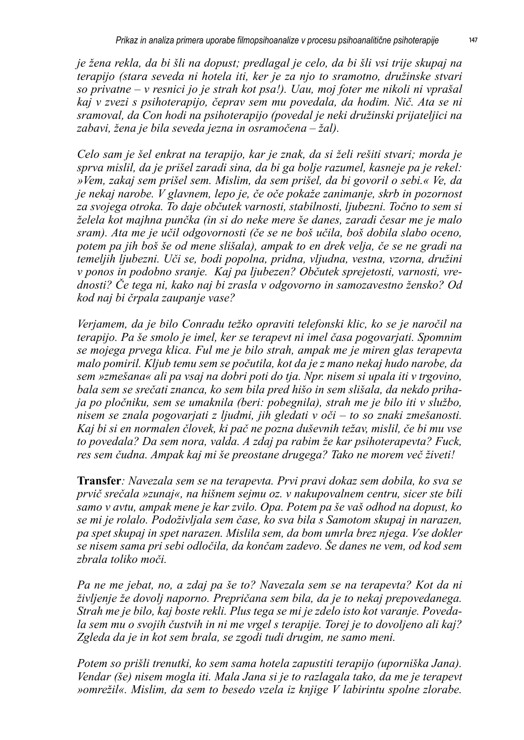*je žena rekla, da bi šli na dopust; predlagal je celo, da bi šli vsi trije skupaj na terapijo (stara seveda ni hotela iti, ker je za njo to sramotno, družinske stvari so privatne – v resnici jo je strah kot psa!). Uau, moj foter me nikoli ni vprašal kaj v zvezi s psihoterapijo, čeprav sem mu povedala, da hodim. Nič. Ata se ni sramoval, da Con hodi na psihoterapijo (povedal je neki družinski prijateljici na zabavi, žena je bila seveda jezna in osramočena – žal).*

*Celo sam je šel enkrat na terapijo, kar je znak, da si želi rešiti stvari; morda je sprva mislil, da je prišel zaradi sina, da bi ga bolje razumel, kasneje pa je rekel: »Vem, zakaj sem prišel sem. Mislim, da sem prišel, da bi govoril o sebi.« Ve, da je nekaj narobe. V glavnem, lepo je, če oče pokaže zanimanje, skrb in pozornost za svojega otroka. To daje občutek varnosti, stabilnosti, ljubezni. Točno to sem si želela kot majhna punčka (in si do neke mere še danes, zaradi česar me je malo sram). Ata me je učil odgovornosti (če se ne boš učila, boš dobila slabo oceno, potem pa jih boš še od mene slišala), ampak to en drek velja, če se ne gradi na temeljih ljubezni. Uči se, bodi popolna, pridna, vljudna, vestna, vzorna, družini v ponos in podobno sranje. Kaj pa ljubezen? Občutek sprejetosti, varnosti, vrednosti? Če tega ni, kako naj bi zrasla v odgovorno in samozavestno žensko? Od kod naj bi črpala zaupanje vase?*

*Verjamem, da je bilo Conradu težko opraviti telefonski klic, ko se je naročil na terapijo. Pa še smolo je imel, ker se terapevt ni imel časa pogovarjati. Spomnim se mojega prvega klica. Ful me je bilo strah, ampak me je miren glas terapevta malo pomiril. Kljub temu sem se počutila, kot da je z mano nekaj hudo narobe, da sem »zmešana« ali pa vsaj na dobri poti do tja. Npr. nisem si upala iti v trgovino, bala sem se srečati znanca, ko sem bila pred hišo in sem slišala, da nekdo prihaja po pločniku, sem se umaknila (beri: pobegnila), strah me je bilo iti v službo, nisem se znala pogovarjati z ljudmi, jih gledati v oči – to so znaki zmešanosti. Kaj bi si en normalen človek, ki pač ne pozna duševnih težav, mislil, če bi mu vse to povedala? Da sem nora, valda. A zdaj pa rabim že kar psihoterapevta? Fuck, res sem čudna. Ampak kaj mi še preostane drugega? Tako ne morem več živeti!*

**Transfer***: Navezala sem se na terapevta. Prvi pravi dokaz sem dobila, ko sva se prvič srečala »zunaj«, na hišnem sejmu oz. v nakupovalnem centru, sicer ste bili samo v avtu, ampak mene je kar zvilo. Opa. Potem pa še vaš odhod na dopust, ko se mi je rolalo. Podoživljala sem čase, ko sva bila s Samotom skupaj in narazen, pa spet skupaj in spet narazen. Mislila sem, da bom umrla brez njega. Vse dokler se nisem sama pri sebi odločila, da končam zadevo. Še danes ne vem, od kod sem zbrala toliko moči.*

*Pa ne me jebat, no, a zdaj pa še to? Navezala sem se na terapevta? Kot da ni življenje že dovolj naporno. Prepričana sem bila, da je to nekaj prepovedanega. Strah me je bilo, kaj boste rekli. Plus tega se mi je zdelo isto kot varanje. Povedala sem mu o svojih čustvih in ni me vrgel s terapije. Torej je to dovoljeno ali kaj? Zgleda da je in kot sem brala, se zgodi tudi drugim, ne samo meni.*

*Potem so prišli trenutki, ko sem sama hotela zapustiti terapijo (uporniška Jana). Vendar (še) nisem mogla iti. Mala Jana si je to razlagala tako, da me je terapevt »omrežil«. Mislim, da sem to besedo vzela iz knjige V labirintu spolne zlorabe.*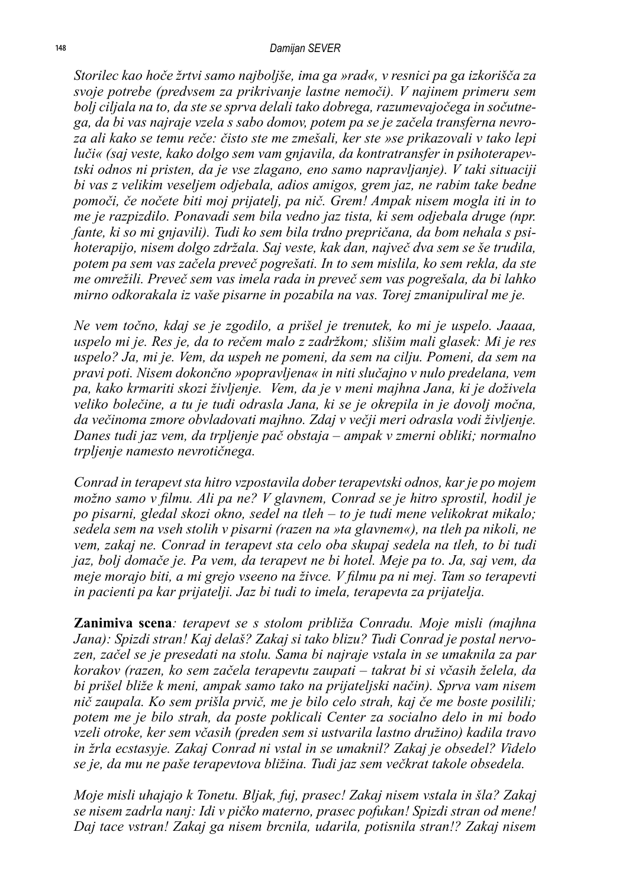*Storilec kao hoče žrtvi samo najboljše, ima ga »rad«, v resnici pa ga izkorišča za svoje potrebe (predvsem za prikrivanje lastne nemoči). V najinem primeru sem bolj ciljala na to, da ste se sprva delali tako dobrega, razumevajočega in sočutnega, da bi vas najraje vzela s sabo domov, potem pa se je začela transferna nevroza ali kako se temu reče: čisto ste me zmešali, ker ste »se prikazovali v tako lepi luči« (saj veste, kako dolgo sem vam gnjavila, da kontratransfer in psihoterapevtski odnos ni pristen, da je vse zlagano, eno samo napravljanje). V taki situaciji bi vas z velikim veseljem odjebala, adios amigos, grem jaz, ne rabim take bedne pomoči, če nočete biti moj prijatelj, pa nič. Grem! Ampak nisem mogla iti in to me je razpizdilo. Ponavadi sem bila vedno jaz tista, ki sem odjebala druge (npr. fante, ki so mi gnjavili). Tudi ko sem bila trdno prepričana, da bom nehala s psihoterapijo, nisem dolgo zdržala. Saj veste, kak dan, največ dva sem se še trudila, potem pa sem vas začela preveč pogrešati. In to sem mislila, ko sem rekla, da ste me omrežili. Preveč sem vas imela rada in preveč sem vas pogrešala, da bi lahko mirno odkorakala iz vaše pisarne in pozabila na vas. Torej zmanipuliral me je.*

*Ne vem točno, kdaj se je zgodilo, a prišel je trenutek, ko mi je uspelo. Jaaaa, uspelo mi je. Res je, da to rečem malo z zadržkom; slišim mali glasek: Mi je res uspelo? Ja, mi je. Vem, da uspeh ne pomeni, da sem na cilju. Pomeni, da sem na pravi poti. Nisem dokončno »popravljena« in niti slučajno v nulo predelana, vem pa, kako krmariti skozi življenje. Vem, da je v meni majhna Jana, ki je doživela veliko bolečine, a tu je tudi odrasla Jana, ki se je okrepila in je dovolj močna, da večinoma zmore obvladovati majhno. Zdaj v večji meri odrasla vodi življenje. Danes tudi jaz vem, da trpljenje pač obstaja – ampak v zmerni obliki; normalno trpljenje namesto nevrotičnega.*

*Conrad in terapevt sta hitro vzpostavila dober terapevtski odnos, kar je po mojem možno samo v filmu. Ali pa ne? V glavnem, Conrad se je hitro sprostil, hodil je po pisarni, gledal skozi okno, sedel na tleh – to je tudi mene velikokrat mikalo; sedela sem na vseh stolih v pisarni (razen na »ta glavnem«), na tleh pa nikoli, ne vem, zakaj ne. Conrad in terapevt sta celo oba skupaj sedela na tleh, to bi tudi jaz, bolj domače je. Pa vem, da terapevt ne bi hotel. Meje pa to. Ja, saj vem, da meje morajo biti, a mi grejo vseeno na živce. V filmu pa ni mej. Tam so terapevti in pacienti pa kar prijatelji. Jaz bi tudi to imela, terapevta za prijatelja.*

**Zanimiva scena***: terapevt se s stolom približa Conradu. Moje misli (majhna Jana): Spizdi stran! Kaj delaš? Zakaj si tako blizu? Tudi Conrad je postal nervozen, začel se je presedati na stolu. Sama bi najraje vstala in se umaknila za par korakov (razen, ko sem začela terapevtu zaupati – takrat bi si včasih želela, da bi prišel bliže k meni, ampak samo tako na prijateljski način). Sprva vam nisem nič zaupala. Ko sem prišla prvič, me je bilo celo strah, kaj če me boste posilili; potem me je bilo strah, da poste poklicali Center za socialno delo in mi bodo vzeli otroke, ker sem včasih (preden sem si ustvarila lastno družino) kadila travo in žrla ecstasyje. Zakaj Conrad ni vstal in se umaknil? Zakaj je obsedel? Videlo se je, da mu ne paše terapevtova bližina. Tudi jaz sem večkrat takole obsedela.*

*Moje misli uhajajo k Tonetu. Bljak, fuj, prasec! Zakaj nisem vstala in šla? Zakaj se nisem zadrla nanj: Idi v pičko materno, prasec pofukan! Spizdi stran od mene! Daj tace vstran! Zakaj ga nisem brcnila, udarila, potisnila stran!? Zakaj nisem*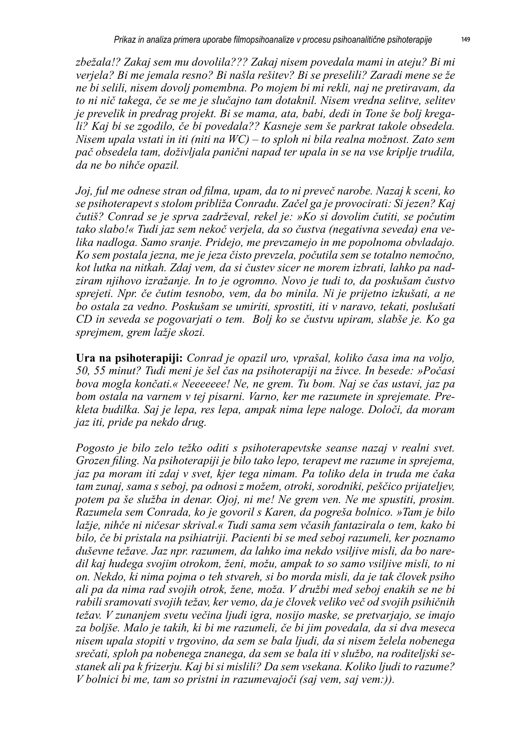*zbežala!? Zakaj sem mu dovolila??? Zakaj nisem povedala mami in ateju? Bi mi verjela? Bi me jemala resno? Bi našla rešitev? Bi se preselili? Zaradi mene se že ne bi selili, nisem dovolj pomembna. Po mojem bi mi rekli, naj ne pretiravam, da to ni nič takega, če se me je slučajno tam dotaknil. Nisem vredna selitve, selitev je prevelik in predrag projekt. Bi se mama, ata, babi, dedi in Tone še bolj kregali? Kaj bi se zgodilo, če bi povedala?? Kasneje sem še parkrat takole obsedela. Nisem upala vstati in iti (niti na WC) – to sploh ni bila realna možnost. Zato sem pač obsedela tam, doživljala panični napad ter upala in se na vse kriplje trudila, da ne bo nihče opazil.*

*Joj, ful me odnese stran od filma, upam, da to ni preveč narobe. Nazaj k sceni, ko se psihoterapevt s stolom približa Conradu. Začel ga je provocirati: Si jezen? Kaj čutiš? Conrad se je sprva zadrževal, rekel je: »Ko si dovolim čutiti, se počutim tako slabo!« Tudi jaz sem nekoč verjela, da so čustva (negativna seveda) ena velika nadloga. Samo sranje. Pridejo, me prevzamejo in me popolnoma obvladajo. Ko sem postala jezna, me je jeza čisto prevzela, počutila sem se totalno nemočno, kot lutka na nitkah. Zdaj vem, da si čustev sicer ne morem izbrati, lahko pa nadziram njihovo izražanje. In to je ogromno. Novo je tudi to, da poskušam čustvo sprejeti. Npr. če čutim tesnobo, vem, da bo minila. Ni je prijetno izkušati, a ne bo ostala za vedno. Poskušam se umiriti, sprostiti, iti v naravo, tekati, poslušati CD in seveda se pogovarjati o tem.  Bolj ko se čustvu upiram, slabše je. Ko ga sprejmem, grem lažje skozi.*

**Ura na psihoterapiji:** *Conrad je opazil uro, vprašal, koliko časa ima na voljo, 50, 55 minut? Tudi meni je šel čas na psihoterapiji na živce. In besede: »Počasi bova mogla končati.« Neeeeeee! Ne, ne grem. Tu bom. Naj se čas ustavi, jaz pa bom ostala na varnem v tej pisarni. Varno, ker me razumete in sprejemate. Prekleta budilka. Saj je lepa, res lepa, ampak nima lepe naloge. Določi, da moram jaz iti, pride pa nekdo drug.*

*Pogosto je bilo zelo težko oditi s psihoterapevtske seanse nazaj v realni svet. Grozen filing. Na psihoterapiji je bilo tako lepo, terapevt me razume in sprejema, jaz pa moram iti zdaj v svet, kjer tega nimam. Pa toliko dela in truda me čaka tam zunaj, sama s seboj, pa odnosi z možem, otroki, sorodniki, peščico prijateljev, potem pa še služba in denar. Ojoj, ni me! Ne grem ven. Ne me spustiti, prosim. Razumela sem Conrada, ko je govoril s Karen, da pogreša bolnico. »Tam je bilo lažje, nihče ni ničesar skrival.« Tudi sama sem včasih fantazirala o tem, kako bi bilo, če bi pristala na psihiatriji. Pacienti bi se med seboj razumeli, ker poznamo duševne težave. Jaz npr. razumem, da lahko ima nekdo vsiljive misli, da bo naredil kaj hudega svojim otrokom, ženi, možu, ampak to so samo vsiljive misli, to ni on. Nekdo, ki nima pojma o teh stvareh, si bo morda mislil, da je tak človek psiho ali pa da nima rad svojih otrok, žene, moža. V družbi med seboj enakih se ne bi rabili sramovati svojih težav, ker vemo, da je človek veliko več od svojih psihičnih težav. V zunanjem svetu večina ljudi igra, nosijo maske, se pretvarjajo, se imajo za boljše. Malo je takih, ki bi me razumeli, če bi jim povedala, da si dva meseca nisem upala stopiti v trgovino, da sem se bala ljudi, da si nisem želela nobenega srečati, sploh pa nobenega znanega, da sem se bala iti v službo, na roditeljski sestanek ali pa k frizerju. Kaj bi si mislili? Da sem vsekana. Koliko ljudi to razume? V bolnici bi me, tam so pristni in razumevajoči (saj vem, saj vem:)).*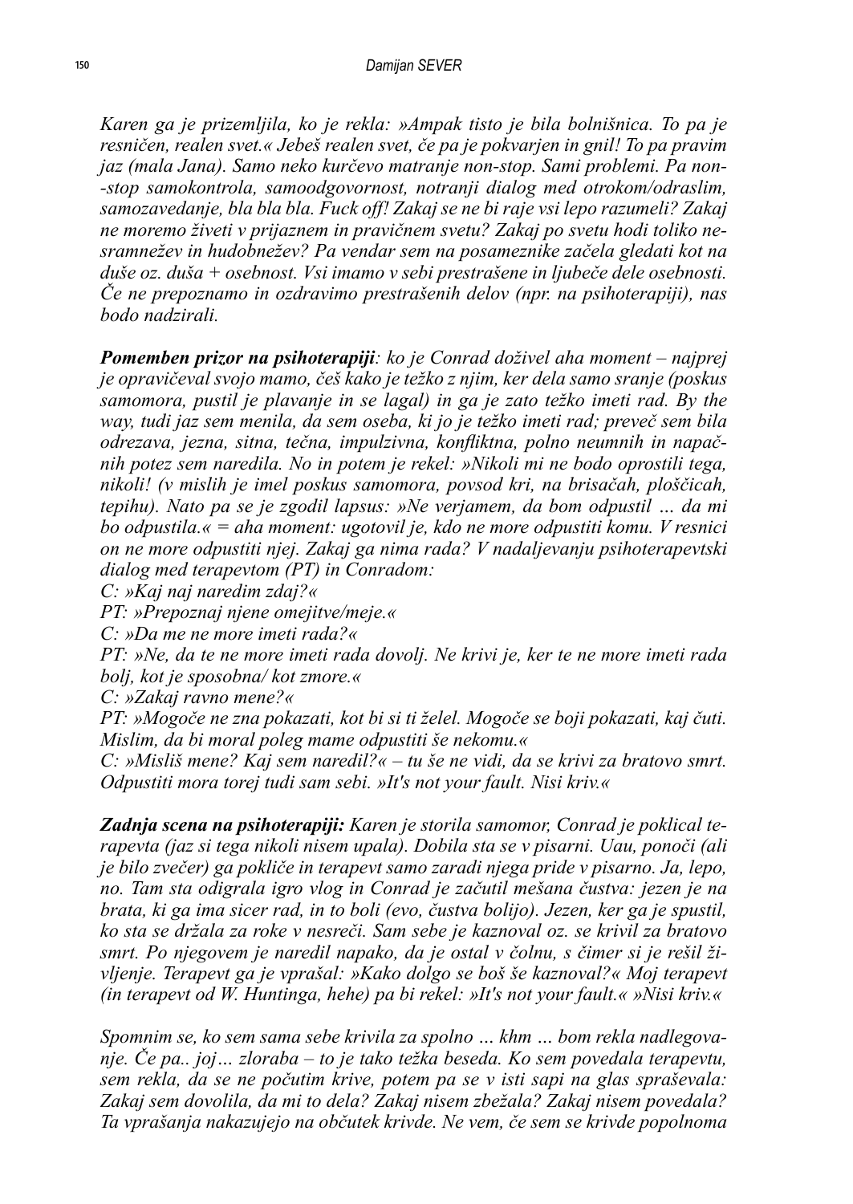*Karen ga je prizemljila, ko je rekla: »Ampak tisto je bila bolnišnica. To pa je resničen, realen svet.« Jebeš realen svet, če pa je pokvarjen in gnil! To pa pravim jaz (mala Jana). Samo neko kurčevo matranje non-stop. Sami problemi. Pa non-stop samokontrola, samoodgovornost, notranji dialog med otrokom/odraslim, samozavedanje, bla bla bla. Fuck off! Zakaj se ne bi raje vsi lepo razumeli? Zakaj ne moremo živeti v prijaznem in pravičnem svetu? Zakaj po svetu hodi toliko nesramnežev in hudobnežev? Pa vendar sem na posameznike začela gledati kot na duše oz. duša + osebnost. Vsi imamo v sebi prestrašene in ljubeče dele osebnosti. Če ne prepoznamo in ozdravimo prestrašenih delov (npr. na psihoterapiji), nas bodo nadzirali.*

***Pomemben prizor na psihoterapiji**: ko je Conrad doživel aha moment – najprej je opravičeval svojo mamo, češ kako je težko z njim, ker dela samo sranje (poskus samomora, pustil je plavanje in se lagal) in ga je zato težko imeti rad. By the way, tudi jaz sem menila, da sem oseba, ki jo je težko imeti rad; preveč sem bila odrezava, jezna, sitna, tečna, impulzivna, konfliktna, polno neumnih in napačnih potez sem naredila. No in potem je rekel: »Nikoli mi ne bodo oprostili tega, nikoli! (v mislih je imel poskus samomora, povsod kri, na brisačah, ploščicah, tepihu). Nato pa se je zgodil lapsus: »Ne verjamem, da bom odpustil … da mi bo odpustila.« = aha moment: ugotovil je, kdo ne more odpustiti komu. V resnici on ne more odpustiti njej. Zakaj ga nima rada? V nadaljevanju psihoterapevtski dialog med terapevtom (PT) in Conradom:*

*C: »Kaj naj naredim zdaj?«*

*PT: »Prepoznaj njene omejitve/meje.«*

*C: »Da me ne more imeti rada?«*

*PT: »Ne, da te ne more imeti rada dovolj. Ne krivi je, ker te ne more imeti rada bolj, kot je sposobna/ kot zmore.«*

*C: »Zakaj ravno mene?«*

*PT: »Mogoče ne zna pokazati, kot bi si ti želel. Mogoče se boji pokazati, kaj čuti. Mislim, da bi moral poleg mame odpustiti še nekomu.«*

*C: »Misliš mene? Kaj sem naredil?« – tu še ne vidi, da se krivi za bratovo smrt. Odpustiti mora torej tudi sam sebi. »It's not your fault. Nisi kriv.«*

***Zadnja scena na psihoterapiji:** Karen je storila samomor, Conrad je poklical terapevta (jaz si tega nikoli nisem upala). Dobila sta se v pisarni. Uau, ponoči (ali je bilo zvečer) ga pokliče in terapevt samo zaradi njega pride v pisarno. Ja, lepo, no. Tam sta odigrala igro vlog in Conrad je začutil mešana čustva: jezen je na brata, ki ga ima sicer rad, in to boli (evo, čustva bolijo). Jezen, ker ga je spustil, ko sta se držala za roke v nesreči. Sam sebe je kaznoval oz. se krivil za bratovo smrt. Po njegovem je naredil napako, da je ostal v čolnu, s čimer si je rešil življenje. Terapevt ga je vprašal: »Kako dolgo se boš še kaznoval?« Moj terapevt (in terapevt od W. Huntinga, hehe) pa bi rekel: »It's not your fault.« »Nisi kriv.«*

*Spomnim se, ko sem sama sebe krivila za spolno … khm … bom rekla nadlegovanje. Če pa.. joj… zloraba – to je tako težka beseda. Ko sem povedala terapevtu, sem rekla, da se ne počutim krive, potem pa se v isti sapi na glas spraševala: Zakaj sem dovolila, da mi to dela? Zakaj nisem zbežala? Zakaj nisem povedala? Ta vprašanja nakazujejo na občutek krivde. Ne vem, če sem se krivde popolnoma*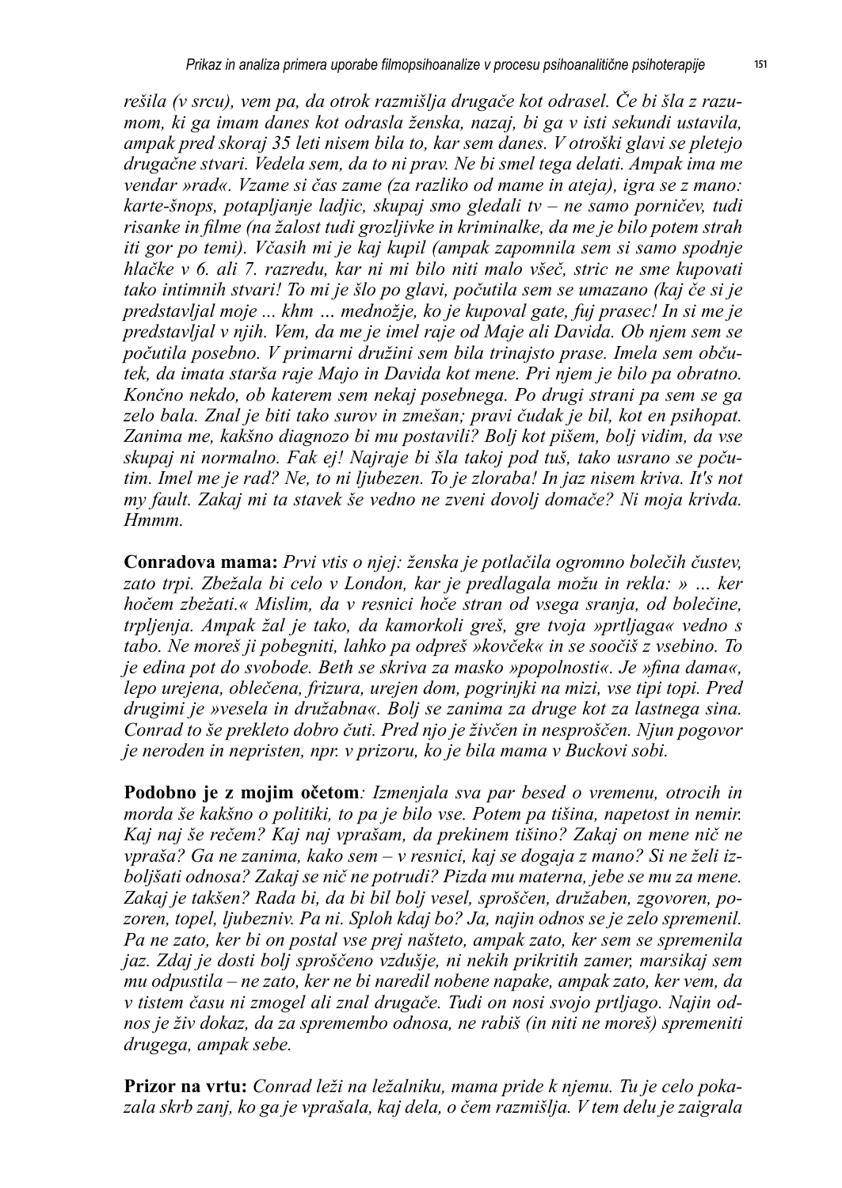*rešila (v srcu), vem pa, da otrok razmišlja drugače kot odrasel. Če bi šla z razumom, ki ga imam danes kot odrasla ženska, nazaj, bi ga v isti sekundi ustavila, ampak pred skoraj 35 leti nisem bila to, kar sem danes. V otroški glavi se pletejo drugačne stvari. Vedela sem, da to ni prav. Ne bi smel tega delati. Ampak ima me vendar »rad«. Vzame si čas zame (za razliko od mame in ateja), igra se z mano: karte-šnops, potapljanje ladjic, skupaj smo gledali tv – ne samo porničev, tudi risanke in filme (na žalost tudi grozljivke in kriminalke, da me je bilo potem strah iti gor po temi). Včasih mi je kaj kupil (ampak zapomnila sem si samo spodnje hlačke v 6. ali 7. razredu, kar ni mi bilo niti malo všeč, stric ne sme kupovati tako intimnih stvari! To mi je šlo po glavi, počutila sem se umazano (kaj če si je predstavljal moje ... khm … mednožje, ko je kupoval gate, fuj prasec! In si me je predstavljal v njih. Vem, da me je imel raje od Maje ali Davida. Ob njem sem se počutila posebno. V primarni družini sem bila trinajsto prase. Imela sem občutek, da imata starša raje Majo in Davida kot mene. Pri njem je bilo pa obratno. Končno nekdo, ob katerem sem nekaj posebnega. Po drugi strani pa sem se ga zelo bala. Znal je biti tako surov in zmešan; pravi čudak je bil, kot en psihopat. Zanima me, kakšno diagnozo bi mu postavili? Bolj kot pišem, bolj vidim, da vse skupaj ni normalno. Fak ej! Najraje bi šla takoj pod tuš, tako usrano se počutim. Imel me je rad? Ne, to ni ljubezen. To je zloraba! In jaz nisem kriva. It's not my fault. Zakaj mi ta stavek še vedno ne zveni dovolj domače? Ni moja krivda. Hmmm.*

**Conradova mama:** *Prvi vtis o njej: ženska je potlačila ogromno bolečih čustev, zato trpi. Zbežala bi celo v London, kar je predlagala možu in rekla: » … ker hočem zbežati.« Mislim, da v resnici hoče stran od vsega sranja, od bolečine, trpljenja. Ampak žal je tako, da kamorkoli greš, gre tvoja »prtljaga« vedno s tabo. Ne moreš ji pobegniti, lahko pa odpreš »kovček« in se soočiš z vsebino. To je edina pot do svobode. Beth se skriva za masko »popolnosti«. Je »fina dama«, lepo urejena, oblečena, frizura, urejen dom, pogrinjki na mizi, vse tipi topi. Pred drugimi je »vesela in družabna«. Bolj se zanima za druge kot za lastnega sina. Conrad to še prekleto dobro čuti. Pred njo je živčen in nesproščen. Njun pogovor je neroden in nepristen, npr. v prizoru, ko je bila mama v Buckovi sobi.*

**Podobno je z mojim očetom***: Izmenjala sva par besed o vremenu, otrocih in morda še kakšno o politiki, to pa je bilo vse. Potem pa tišina, napetost in nemir. Kaj naj še rečem? Kaj naj vprašam, da prekinem tišino? Zakaj on mene nič ne vpraša? Ga ne zanima, kako sem – v resnici, kaj se dogaja z mano? Si ne želi izboljšati odnosa? Zakaj se nič ne potrudi? Pizda mu materna, jebe se mu za mene. Zakaj je takšen? Rada bi, da bi bil bolj vesel, sproščen, družaben, zgovoren, pozoren, topel, ljubezniv. Pa ni. Sploh kdaj bo? Ja, najin odnos se je zelo spremenil. Pa ne zato, ker bi on postal vse prej našteto, ampak zato, ker sem se spremenila jaz. Zdaj je dosti bolj sproščeno vzdušje, ni nekih prikritih zamer, marsikaj sem mu odpustila – ne zato, ker ne bi naredil nobene napake, ampak zato, ker vem, da v tistem času ni zmogel ali znal drugače. Tudi on nosi svojo prtljago. Najin odnos je živ dokaz, da za spremembo odnosa, ne rabiš (in niti ne moreš) spremeniti drugega, ampak sebe.*

**Prizor na vrtu:** *Conrad leži na ležalniku, mama pride k njemu. Tu je celo pokazala skrb zanj, ko ga je vprašala, kaj dela, o čem razmišlja. V tem delu je zaigrala*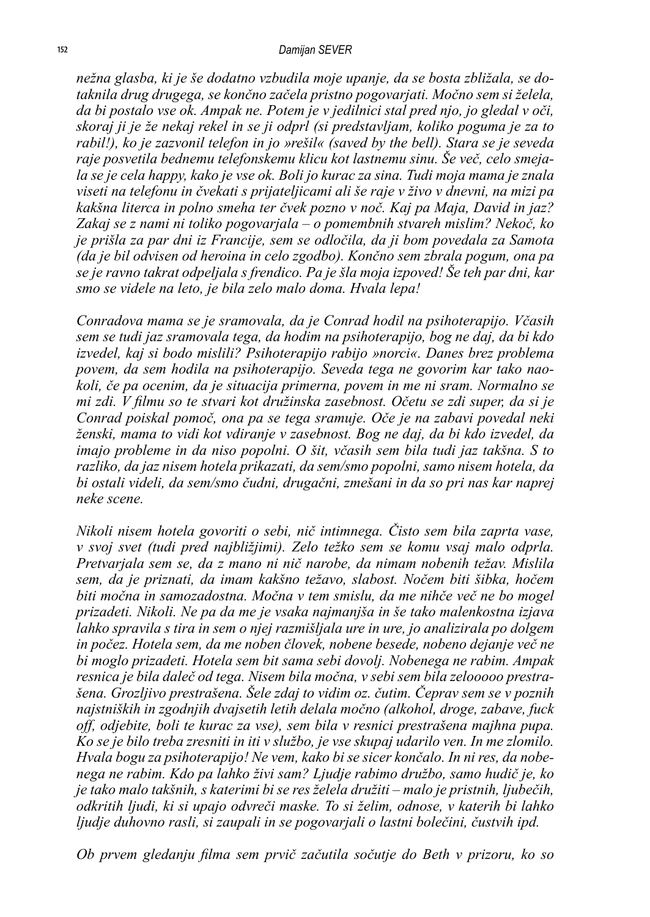*nežna glasba, ki je še dodatno vzbudila moje upanje, da se bosta zbližala, se dotaknila drug drugega, se končno začela pristno pogovarjati. Močno sem si želela, da bi postalo vse ok. Ampak ne. Potem je v jedilnici stal pred njo, jo gledal v oči, skoraj ji je že nekaj rekel in se ji odprl (si predstavljam, koliko poguma je za to rabil!), ko je zazvonil telefon in jo »rešil« (saved by the bell). Stara se je seveda raje posvetila bednemu telefonskemu klicu kot lastnemu sinu. Še več, celo smejala se je cela happy, kako je vse ok. Boli jo kurac za sina. Tudi moja mama je znala viseti na telefonu in čvekati s prijateljicami ali še raje v živo v dnevni, na mizi pa kakšna literca in polno smeha ter čvek pozno v noč. Kaj pa Maja, David in jaz? Zakaj se z nami ni toliko pogovarjala – o pomembnih stvareh mislim? Nekoč, ko je prišla za par dni iz Francije, sem se odločila, da ji bom povedala za Samota (da je bil odvisen od heroina in celo zgodbo). Končno sem zbrala pogum, ona pa se je ravno takrat odpeljala s frendico. Pa je šla moja izpoved! Še teh par dni, kar smo se videle na leto, je bila zelo malo doma. Hvala lepa!*

*Conradova mama se je sramovala, da je Conrad hodil na psihoterapijo. Včasih sem se tudi jaz sramovala tega, da hodim na psihoterapijo, bog ne daj, da bi kdo izvedel, kaj si bodo mislili? Psihoterapijo rabijo »norci«. Danes brez problema povem, da sem hodila na psihoterapijo. Seveda tega ne govorim kar tako naokoli, če pa ocenim, da je situacija primerna, povem in me ni sram. Normalno se mi zdi. V filmu so te stvari kot družinska zasebnost. Očetu se zdi super, da si je Conrad poiskal pomoč, ona pa se tega sramuje. Oče je na zabavi povedal neki ženski, mama to vidi kot vdiranje v zasebnost. Bog ne daj, da bi kdo izvedel, da imajo probleme in da niso popolni. O šit, včasih sem bila tudi jaz takšna. S to razliko, da jaz nisem hotela prikazati, da sem/smo popolni, samo nisem hotela, da bi ostali videli, da sem/smo čudni, drugačni, zmešani in da so pri nas kar naprej neke scene.*

*Nikoli nisem hotela govoriti o sebi, nič intimnega. Čisto sem bila zaprta vase, v svoj svet (tudi pred najbližjimi). Zelo težko sem se komu vsaj malo odprla. Pretvarjala sem se, da z mano ni nič narobe, da nimam nobenih težav. Mislila sem, da je priznati, da imam kakšno težavo, slabost. Nočem biti šibka, hočem biti močna in samozadostna. Močna v tem smislu, da me nihče več ne bo mogel prizadeti. Nikoli. Ne pa da me je vsaka najmanjša in še tako malenkostna izjava lahko spravila s tira in sem o njej razmišljala ure in ure, jo analizirala po dolgem in počez. Hotela sem, da me noben človek, nobene besede, nobeno dejanje več ne bi moglo prizadeti. Hotela sem bit sama sebi dovolj. Nobenega ne rabim. Ampak resnica je bila daleč od tega. Nisem bila močna, v sebi sem bila zelooooo prestrašena. Grozljivo prestrašena. Šele zdaj to vidim oz. čutim. Čeprav sem se v poznih najstniških in zgodnjih dvajsetih letih delala močno (alkohol, droge, zabave, fuck off, odjebite, boli te kurac za vse), sem bila v resnici prestrašena majhna pupa. Ko se je bilo treba zresniti in iti v službo, je vse skupaj udarilo ven. In me zlomilo. Hvala bogu za psihoterapijo! Ne vem, kako bi se sicer končalo. In ni res, da nobenega ne rabim. Kdo pa lahko živi sam? Ljudje rabimo družbo, samo hudič je, ko je tako malo takšnih, s katerimi bi se res želela družiti – malo je pristnih, ljubečih, odkritih ljudi, ki si upajo odvreči maske. To si želim, odnose, v katerih bi lahko ljudje duhovno rasli, si zaupali in se pogovarjali o lastni bolečini, čustvih ipd.*

*Ob prvem gledanju filma sem prvič začutila sočutje do Beth v prizoru, ko so*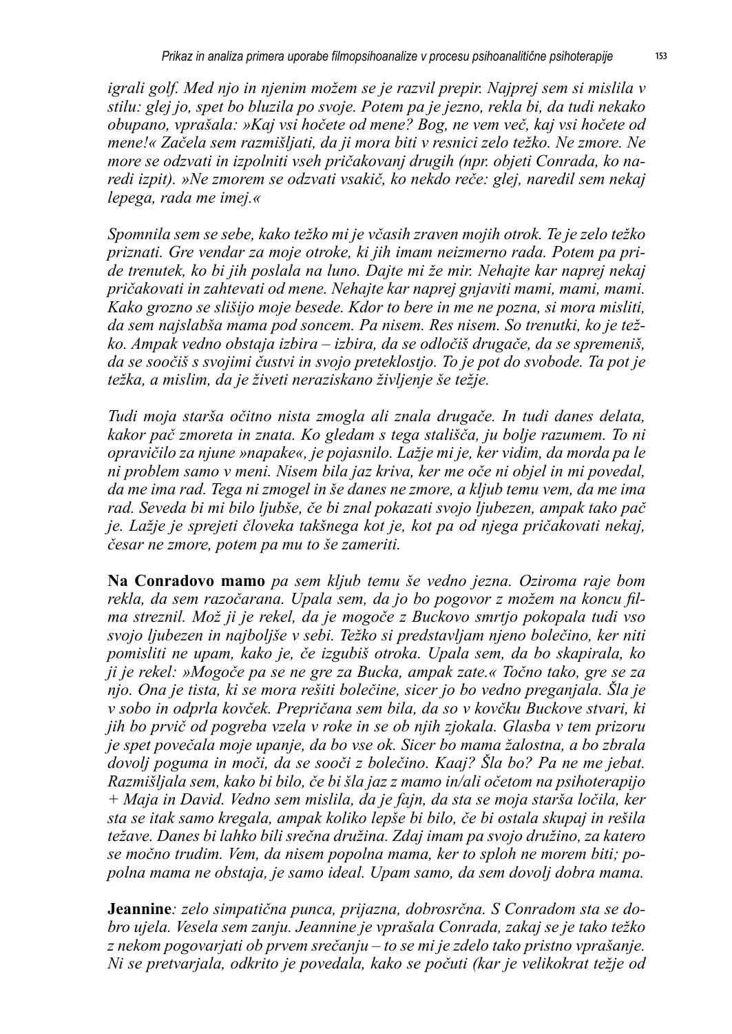*igrali golf. Med njo in njenim možem se je razvil prepir. Najprej sem si mislila v stilu: glej jo, spet bo bluzila po svoje. Potem pa je jezno, rekla bi, da tudi nekako obupano, vprašala: »Kaj vsi hočete od mene? Bog, ne vem več, kaj vsi hočete od mene!« Začela sem razmišljati, da ji mora biti v resnici zelo težko. Ne zmore. Ne more se odzvati in izpolniti vseh pričakovanj drugih (npr. objeti Conrada, ko naredi izpit). »Ne zmorem se odzvati vsakič, ko nekdo reče: glej, naredil sem nekaj lepega, rada me imej.«*

*Spomnila sem se sebe, kako težko mi je včasih zraven mojih otrok. Te je zelo težko priznati. Gre vendar za moje otroke, ki jih imam neizmerno rada. Potem pa pride trenutek, ko bi jih poslala na luno. Dajte mi že mir. Nehajte kar naprej nekaj pričakovati in zahtevati od mene. Nehajte kar naprej gnjaviti mami, mami, mami. Kako grozno se slišijo moje besede. Kdor to bere in me ne pozna, si mora misliti, da sem najslabša mama pod soncem. Pa nisem. Res nisem. So trenutki, ko je težko. Ampak vedno obstaja izbira – izbira, da se odločiš drugače, da se spremeniš, da se soočiš s svojimi čustvi in svojo preteklostjo. To je pot do svobode. Ta pot je težka, a mislim, da je živeti neraziskano življenje še težje.*

*Tudi moja starša očitno nista zmogla ali znala drugače. In tudi danes delata, kakor pač zmoreta in znata. Ko gledam s tega stališča, ju bolje razumem. To ni opravičilo za njune »napake«, je pojasnilo. Lažje mi je, ker vidim, da morda pa le ni problem samo v meni. Nisem bila jaz kriva, ker me oče ni objel in mi povedal, da me ima rad. Tega ni zmogel in še danes ne zmore, a kljub temu vem, da me ima rad. Seveda bi mi bilo ljubše, če bi znal pokazati svojo ljubezen, ampak tako pač je. Lažje je sprejeti človeka takšnega kot je, kot pa od njega pričakovati nekaj, česar ne zmore, potem pa mu to še zameriti.*

**Na Conradovo mamo** *pa sem kljub temu še vedno jezna. Oziroma raje bom rekla, da sem razočarana. Upala sem, da jo bo pogovor z možem na koncu filma streznil. Mož ji je rekel, da je mogoče z Buckovo smrtjo pokopala tudi vso svojo ljubezen in najboljše v sebi. Težko si predstavljam njeno bolečino, ker niti pomisliti ne upam, kako je, če izgubiš otroka. Upala sem, da bo skapirala, ko ji je rekel: »Mogoče pa se ne gre za Bucka, ampak zate.« Točno tako, gre se za njo. Ona je tista, ki se mora rešiti bolečine, sicer jo bo vedno preganjala. Šla je v sobo in odprla kovček. Prepričana sem bila, da so v kovčku Buckove stvari, ki jih bo prvič od pogreba vzela v roke in se ob njih zjokala. Glasba v tem prizoru je spet povečala moje upanje, da bo vse ok. Sicer bo mama žalostna, a bo zbrala dovolj poguma in moči, da se sooči z bolečino. Kaaj? Šla bo? Pa ne me jebat. Razmišljala sem, kako bi bilo, če bi šla jaz z mamo in/ali očetom na psihoterapijo + Maja in David. Vedno sem mislila, da je fajn, da sta se moja starša ločila, ker sta se itak samo kregala, ampak koliko lepše bi bilo, če bi ostala skupaj in rešila težave. Danes bi lahko bili srečna družina. Zdaj imam pa svojo družino, za katero se močno trudim. Vem, da nisem popolna mama, ker to sploh ne morem biti; popolna mama ne obstaja, je samo ideal. Upam samo, da sem dovolj dobra mama.*

**Jeannine***: zelo simpatična punca, prijazna, dobrosrčna. S Conradom sta se dobro ujela. Vesela sem zanju. Jeannine je vprašala Conrada, zakaj se je tako težko z nekom pogovarjati ob prvem srečanju – to se mi je zdelo tako pristno vprašanje. Ni se pretvarjala, odkrito je povedala, kako se počuti (kar je velikokrat težje od*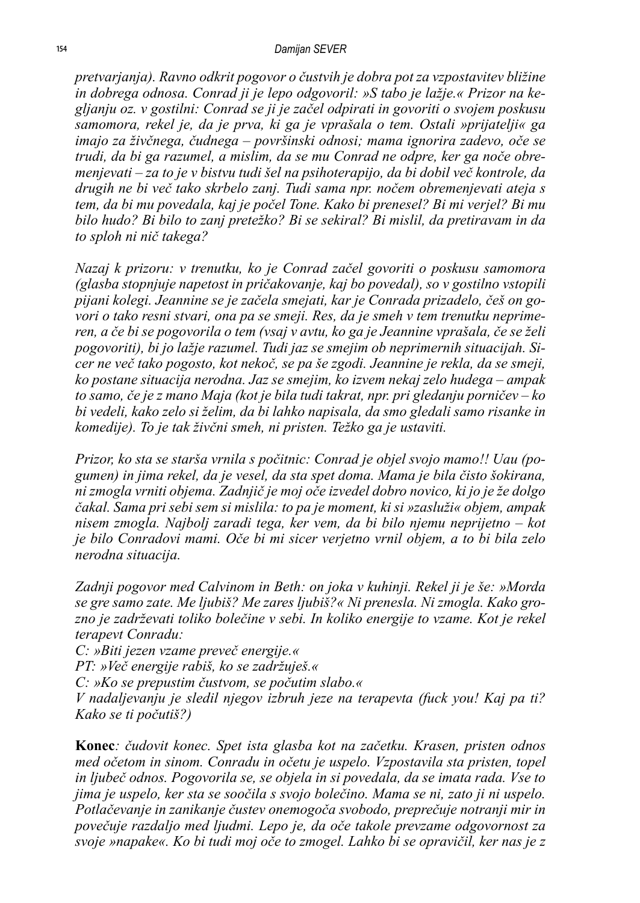*pretvarjanja). Ravno odkrit pogovor o čustvih je dobra pot za vzpostavitev bližine in dobrega odnosa. Conrad ji je lepo odgovoril: »S tabo je lažje.« Prizor na kegljanju oz. v gostilni: Conrad se ji je začel odpirati in govoriti o svojem poskusu samomora, rekel je, da je prva, ki ga je vprašala o tem. Ostali »prijatelji« ga imajo za živčnega, čudnega – površinski odnosi; mama ignorira zadevo, oče se trudi, da bi ga razumel, a mislim, da se mu Conrad ne odpre, ker ga noče obremenjevati – za to je v bistvu tudi šel na psihoterapijo, da bi dobil več kontrole, da drugih ne bi več tako skrbelo zanj. Tudi sama npr. nočem obremenjevati ateja s tem, da bi mu povedala, kaj je počel Tone. Kako bi prenesel? Bi mi verjel? Bi mu bilo hudo? Bi bilo to zanj pretežko? Bi se sekiral? Bi mislil, da pretiravam in da to sploh ni nič takega?*

*Nazaj k prizoru: v trenutku, ko je Conrad začel govoriti o poskusu samomora (glasba stopnjuje napetost in pričakovanje, kaj bo povedal), so v gostilno vstopili pijani kolegi. Jeannine se je začela smejati, kar je Conrada prizadelo, češ on govori o tako resni stvari, ona pa se smeji. Res, da je smeh v tem trenutku neprimeren, a če bi se pogovorila o tem (vsaj v avtu, ko ga je Jeannine vprašala, če se želi pogovoriti), bi jo lažje razumel. Tudi jaz se smejim ob neprimernih situacijah. Sicer ne več tako pogosto, kot nekoč, se pa še zgodi. Jeannine je rekla, da se smeji, ko postane situacija nerodna. Jaz se smejim, ko izvem nekaj zelo hudega – ampak to samo, če je z mano Maja (kot je bila tudi takrat, npr. pri gledanju pornićev – ko bi vedeli, kako zelo si želim, da bi lahko napisala, da smo gledali samo risanke in komedije). To je tak živčni smeh, ni pristen. Težko ga je ustaviti.*

*Prizor, ko sta se starša vrnila s počitnic: Conrad je objel svojo mamo!! Uau (pogumen) in jima rekel, da je vesel, da sta spet doma. Mama je bila čisto šokirana, ni zmogla vrniti objema. Zadnjič je moj oče izvedel dobro novico, ki jo je že dolgo čakal. Sama pri sebi sem si mislila: to pa je moment, ki si »zasluži« objem, ampak nisem zmogla. Najbolj zaradi tega, ker vem, da bi bilo njemu neprijetno – kot je bilo Conradovi mami. Oče bi mi sicer verjetno vrnil objem, a to bi bila zelo nerodna situacija.*

*Zadnji pogovor med Calvinom in Beth: on joka v kuhinji. Rekel ji je še: »Morda se gre samo zate. Me ljubiš? Me zares ljubiš?« Ni prenesla. Ni zmogla. Kako grozno je zadrževati toliko bolečine v sebi. In koliko energije to vzame. Kot je rekel terapevt Conradu:*
*C: »Biti jezen vzame preveč energije.«*
*PT: »Več energije rabiš, ko se zadržuješ.«*
*C: »Ko se prepustim čustvom, se počutim slabo.«*
*V nadaljevanju je sledil njegov izbruh jeze na terapevta (fuck you! Kaj pa ti? Kako se ti počutiš?)*

**Konec***: čudovit konec. Spet ista glasba kot na začetku. Krasen, pristen odnos med očetom in sinom. Conradu in očetu je uspelo. Vzpostavila sta pristen, topel in ljubeč odnos. Pogovorila sta se, se objela in si povedala, da se imata rada. Vse to jima je uspelo, ker sta se soočila s svojo bolečino. Mama se ni, zato ji ni uspelo. Potlačevanje in zanikanje čustev onemogoča svobodo, preprečuje notranji mir in povečuje razdaljo med ljudmi. Lepo je, da oče takole prevzame odgovornost za svoje »napake«. Ko bi tudi moj oče to zmogel. Lahko bi se opravičil, ker nas je z*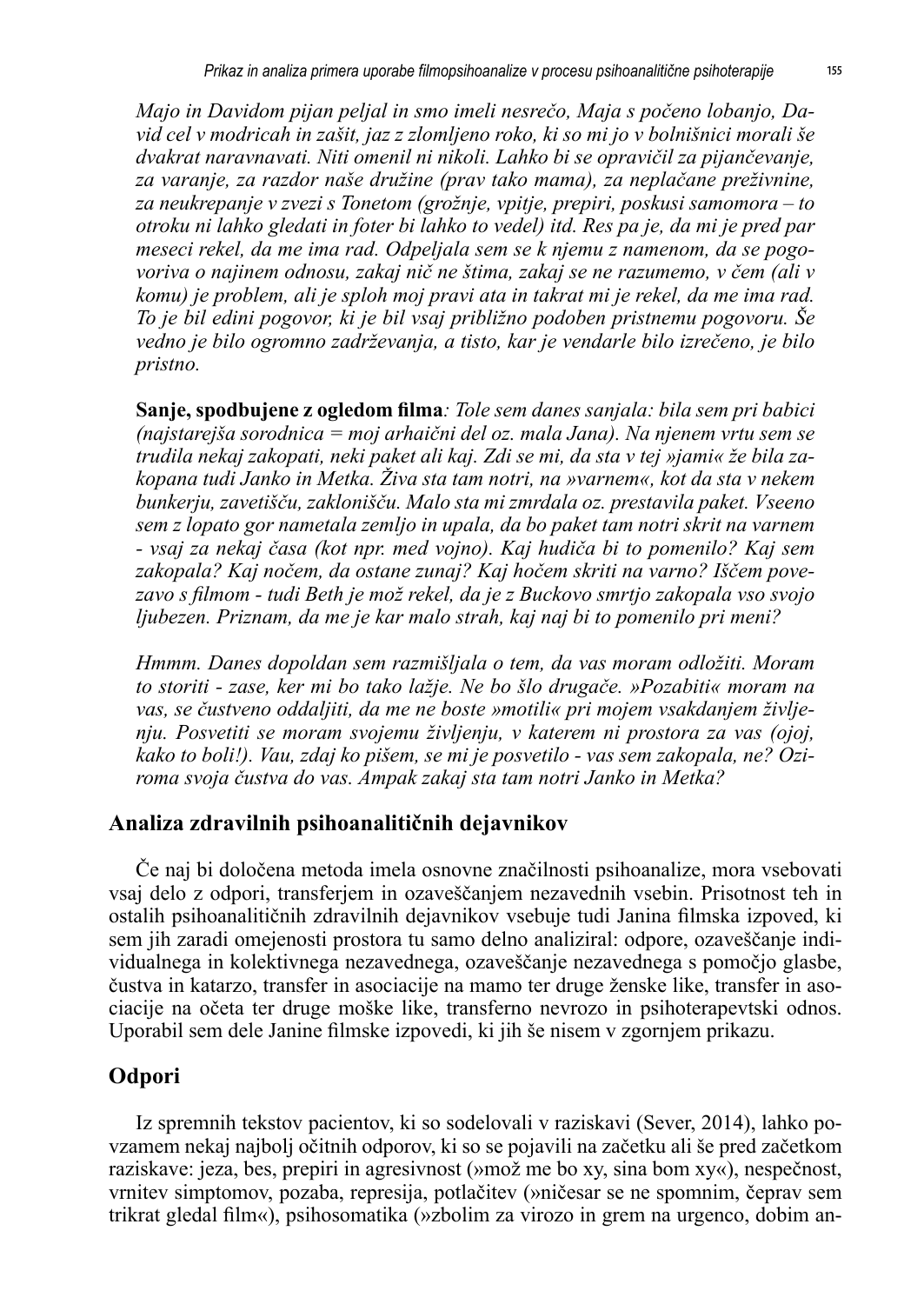*Majo in Davidom pijan peljal in smo imeli nesrečo, Maja s počeno lobanjo, David cel v modricah in zašit, jaz z zlomljeno roko, ki so mi jo v bolnišnici morali še dvakrat naravnavati. Niti omenil ni nikoli. Lahko bi se opravičil za pijančevanje, za varanje, za razdor naše družine (prav tako mama), za neplačane preživnine, za neukrepanje v zvezi s Tonetom (grožnje, vpitje, prepiri, poskusi samomora – to otroku ni lahko gledati in foter bi lahko to vedel) itd. Res pa je, da mi je pred par meseci rekel, da me ima rad. Odpeljala sem se k njemu z namenom, da se pogovoriva o najinem odnosu, zakaj nič ne štima, zakaj se ne razumemo, v čem (ali v komu) je problem, ali je sploh moj pravi ata in takrat mi je rekel, da me ima rad. To je bil edini pogovor, ki je bil vsaj približno podoben pristnemu pogovoru. Še vedno je bilo ogromno zadrževanja, a tisto, kar je vendarle bilo izrečeno, je bilo pristno.*

**Sanje, spodbujene z ogledom filma**: *Tole sem danes sanjala: bila sem pri babici (najstarejša sorodnica = moj arhaični del oz. mala Jana). Na njenem vrtu sem se trudila nekaj zakopati, neki paket ali kaj. Zdi se mi, da sta v tej »jami« že bila zakopana tudi Janko in Metka. Živa sta tam notri, na »varnem«, kot da sta v nekem bunkerju, zavetišču, zaklonišču. Malo sta mi zmrdala oz. prestavila paket. Vseeno sem z lopato gor nametala zemljo in upala, da bo paket tam notri skrit na varnem - vsaj za nekaj časa (kot npr. med vojno). Kaj hudiča bi to pomenilo? Kaj sem zakopala? Kaj nočem, da ostane zunaj? Kaj hočem skriti na varno? Iščem povezavo s filmom - tudi Beth je mož rekel, da je z Buckovo smrtjo zakopala vso svojo ljubezen. Priznam, da me je kar malo strah, kaj naj bi to pomenilo pri meni?*

*Hmmm. Danes dopoldan sem razmišljala o tem, da vas moram odložiti. Moram to storiti - zase, ker mi bo tako lažje. Ne bo šlo drugače. »Pozabiti« moram na vas, se čustveno oddaljiti, da me ne boste »motili« pri mojem vsakdanjem življenju. Posvetiti se moram svojemu življenju, v katerem ni prostora za vas (ojoj, kako to boli!). Vau, zdaj ko pišem, se mi je posvetilo - vas sem zakopala, ne? Oziroma svoja čustva do vas. Ampak zakaj sta tam notri Janko in Metka?*

## Analiza zdravilnih psihoanalitičnih dejavnikov

Če naj bi določena metoda imela osnovne značilnosti psihoanalize, mora vsebovati vsaj delo z odpori, transferjem in ozaveščanjem nezavednih vsebin. Prisotnost teh in ostalih psihoanalitičnih zdravilnih dejavnikov vsebuje tudi Janina filmska izpoved, ki sem jih zaradi omejenosti prostora tu samo delno analiziral: odpore, ozaveščanje individualnega in kolektivnega nezavednega, ozaveščanje nezavednega s pomočjo glasbe, čustva in katarzo, transfer in asociacije na mamo ter druge ženske like, transfer in asociacije na očeta ter druge moške like, transferno nevrozo in psihoterapevtski odnos. Uporabil sem dele Janine filmske izpovedi, ki jih še nisem v zgornjem prikazu.

## Odpori

Iz spremnih tekstov pacientov, ki so sodelovali v raziskavi (Sever, 2014), lahko povzamem nekaj najbolj očitnih odporov, ki so se pojavili na začetku ali še pred začetkom raziskave: jeza, bes, prepiri in agresivnost (»mož me bo xy, sina bom xy«), nespečnost, vrnitev simptomov, pozaba, represija, potlačitev (»ničesar se ne spomnim, čeprav sem trikrat gledal film«), psihosomatika (»zbolim za virozo in grem na urgenco, dobim an-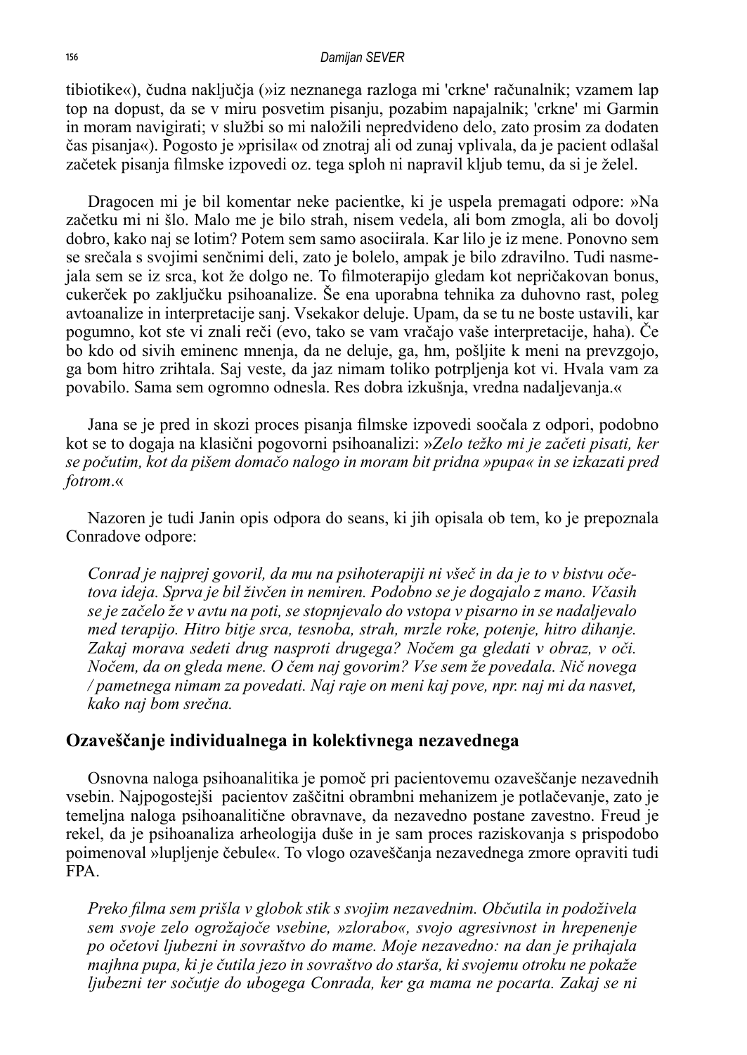tibiotike«), čudna naključja (»iz neznanega razloga mi 'crkne' računalnik; vzamem lap top na dopust, da se v miru posvetim pisanju, pozabim napajalnik; 'crkne' mi Garmin in moram navigirati; v službi so mi naložili nepredvideno delo, zato prosim za dodaten čas pisanja«). Pogosto je »prisila« od znotraj ali od zunaj vplivala, da je pacient odlašal začetek pisanja filmske izpovedi oz. tega sploh ni napravil kljub temu, da si je želel.

Dragocen mi je bil komentar neke pacientke, ki je uspela premagati odpore: »Na začetku mi ni šlo. Malo me je bilo strah, nisem vedela, ali bom zmogla, ali bo dovolj dobro, kako naj se lotim? Potem sem samo asociirala. Kar lilo je iz mene. Ponovno sem se srečala s svojimi senčnimi deli, zato je bolelo, ampak je bilo zdravilno. Tudi nasmejala sem se iz srca, kot že dolgo ne. To filmoterapijo gledam kot nepričakovan bonus, cukerček po zaključku psihoanalize. Še ena uporabna tehnika za duhovno rast, poleg avtoanalize in interpretacije sanj. Vsekakor deluje. Upam, da se tu ne boste ustavili, kar pogumno, kot ste vi znali reči (evo, tako se vam vračajo vaše interpretacije, haha). Če bo kdo od sivih eminenc mnenja, da ne deluje, ga, hm, pošljite k meni na prevzgojo, ga bom hitro zrihtala. Saj veste, da jaz nimam toliko potrpljenja kot vi. Hvala vam za povabilo. Sama sem ogromno odnesla. Res dobra izkušnja, vredna nadaljevanja.«

Jana se je pred in skozi proces pisanja filmske izpovedi soočala z odpori, podobno kot se to dogaja na klasični pogovorni psihoanalizi: »*Zelo težko mi je začeti pisati, ker se počutim, kot da pišem domačo nalogo in moram bit pridna »pupa« in se izkazati pred fotrom*.«

Nazoren je tudi Janin opis odpora do seans, ki jih opisala ob tem, ko je prepoznala Conradove odpore:

> *Conrad je najprej govoril, da mu na psihoterapiji ni všeč in da je to v bistvu očetova ideja. Sprva je bil živčen in nemiren. Podobno se je dogajalo z mano. Včasih se je začelo že v avtu na poti, se stopnjevalo do vstopa v pisarno in se nadaljevalo med terapijo. Hitro bitje srca, tesnoba, strah, mrzle roke, potenje, hitro dihanje. Zakaj morava sedeti drug nasproti drugega? Nočem ga gledati v obraz, v oči. Nočem, da on gleda mene. O čem naj govorim? Vse sem že povedala. Nič novega / pametnega nimam za povedati. Naj raje on meni kaj pove, npr. naj mi da nasvet, kako naj bom srečna.*

## Ozaveščanje individualnega in kolektivnega nezavednega

Osnovna naloga psihoanalitika je pomoč pri pacientovemu ozaveščanje nezavednih vsebin. Najpogostejši pacientov zaščitni obrambni mehanizem je potlačevanje, zato je temeljna naloga psihoanalitične obravnave, da nezavedno postane zavestno. Freud je rekel, da je psihoanaliza arheologija duše in je sam proces raziskovanja s prispodobo poimenoval »lupljenje čebule«. To vlogo ozaveščanja nezavednega zmore opraviti tudi FPA.

> *Preko filma sem prišla v globok stik s svojim nezavednim. Občutila in podoživela sem svoje zelo ogrožajoče vsebine, »zlorabo«, svojo agresivnost in hrepenenje po očetovi ljubezni in sovraštvo do mame. Moje nezavedno: na dan je prihajala majhna pupa, ki je čutila jezo in sovraštvo do staršа, ki svojemu otroku ne pokaže ljubezni ter sočutje do ubogega Conrada, ker ga mama ne pocarta. Zakaj se ni*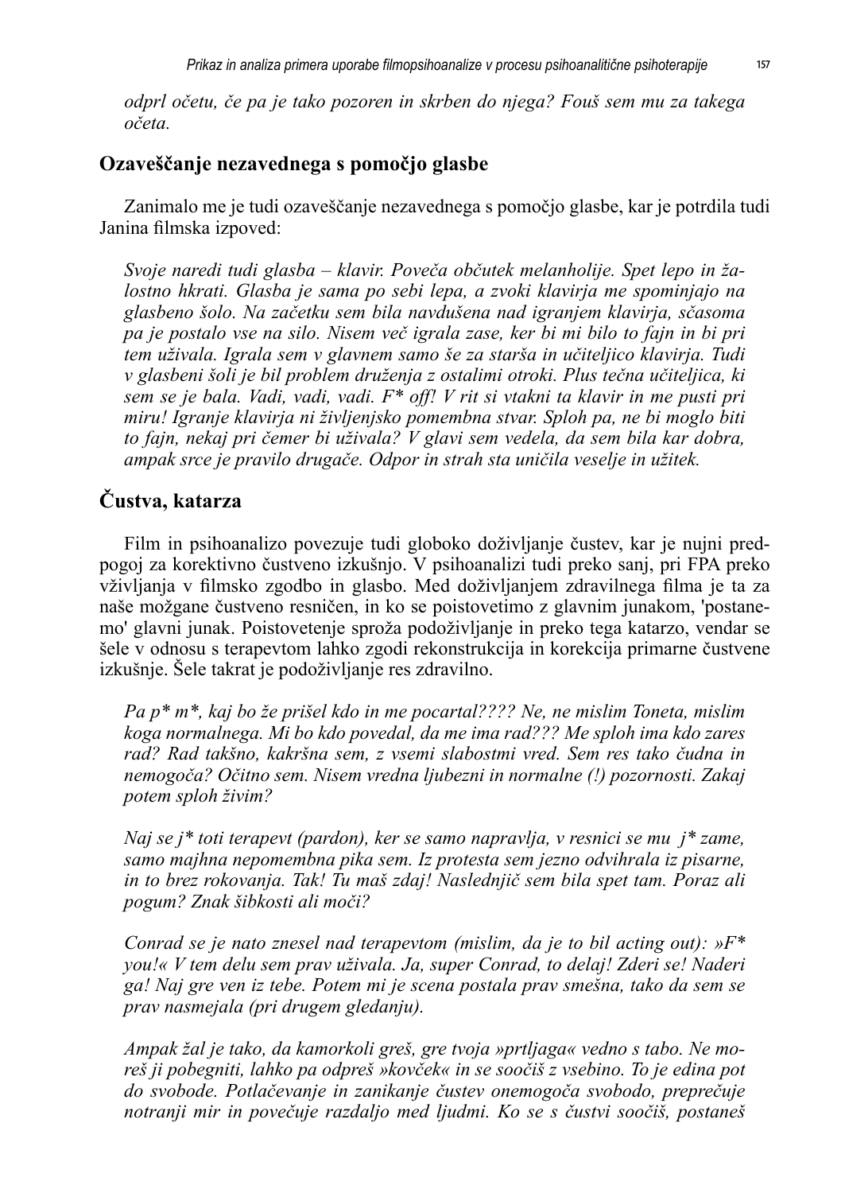*odprl očetu, če pa je tako pozoren in skrben do njega? Fouš sem mu za takega očeta.*

## Ozaveščanje nezavednega s pomočjo glasbe

Zanimalo me je tudi ozaveščanje nezavednega s pomočjo glasbe, kar je potrdila tudi Janina filmska izpoved:

> *Svoje naredi tudi glasba – klavir. Poveča občutek melanholije. Spet lepo in žalostno hkrati. Glasba je sama po sebi lepa, a zvoki klavirja me spominjajo na glasbeno šolo. Na začetku sem bila navdušena nad igranjem klavirja, sčasoma pa je postalo vse na silo. Nisem več igrala zase, ker bi mi bilo to fajn in bi pri tem uživala. Igrala sem v glavnem samo še za starša in učiteljico klavirja. Tudi v glasbeni šoli je bil problem druženja z ostalimi otroki. Plus tečna učiteljica, ki sem se je bala. Vadi, vadi, vadi. F* off! V rit si vtakni ta klavir in me pusti pri miru! Igranje klavirja ni življenjsko pomembna stvar. Sploh pa, ne bi moglo biti to fajn, nekaj pri čemer bi uživala? V glavi sem vedela, da sem bila kar dobra, ampak srce je pravilo drugače. Odpor in strah sta uničila veselje in užitek.*

## Čustva, katarza

Film in psihoanalizo povezuje tudi globoko doživljanje čustev, kar je nujni predpogoj za korektivno čustveno izkušnjo. V psihoanalizi tudi preko sanj, pri FPA preko vživljanja v filmsko zgodbo in glasbo. Med doživljanjem zdravilnega filma je ta za naše možgane čustveno resničen, in ko se poistovetimo z glavnim junakom, 'postanemo' glavni junak. Poistovetenje sproža podoživljanje in preko tega katarzo, vendar se šele v odnosu s terapevtom lahko zgodi rekonstrukcija in korekcija primarne čustvene izkušnje. Šele takrat je podoživljanje res zdravilno.

> *Pa p* m*, kaj bo že prišel kdo in me pocartal???? Ne, ne mislim Toneta, mislim koga normalnega. Mi bo kdo povedal, da me ima rad??? Me sploh ima kdo zares rad? Rad takšno, kakršna sem, z vsemi slabostmi vred. Sem res tako čudna in nemogoča? Očitno sem. Nisem vredna ljubezni in normalne (!) pozornosti. Zakaj potem sploh živim?*
>
> *Naj se j* toti terapevt (pardon), ker se samo napravlja, v resnici se mu j* zame, samo majhna nepomembna pika sem. Iz protesta sem jezno odvihrala iz pisarne, in to brez rokovanja. Tak! Tu maš zdaj! Naslednjič sem bila spet tam. Poraz ali pogum? Znak šibkosti ali moči?*
>
> *Conrad se je nato znesel nad terapevtom (mislim, da je to bil acting out): »F* you!« V tem delu sem prav uživala. Ja, super Conrad, to delaj! Zderi se! Naderi ga! Naj gre ven iz tebe. Potem mi je scena postala prav smešna, tako da sem se prav nasmejala (pri drugem gledanju).*
>
> *Ampak žal je tako, da kamorkoli greš, gre tvoja »prtljaga« vedno s tabo. Ne moreš ji pobegniti, lahko pa odpreš »kovček« in se soočiš z vsebino. To je edina pot do svobode. Potlačevanje in zanikanje čustev onemogoča svobodo, preprečuje notranji mir in povečuje razdaljo med ljudmi. Ko se s čustvi soočiš, postaneš*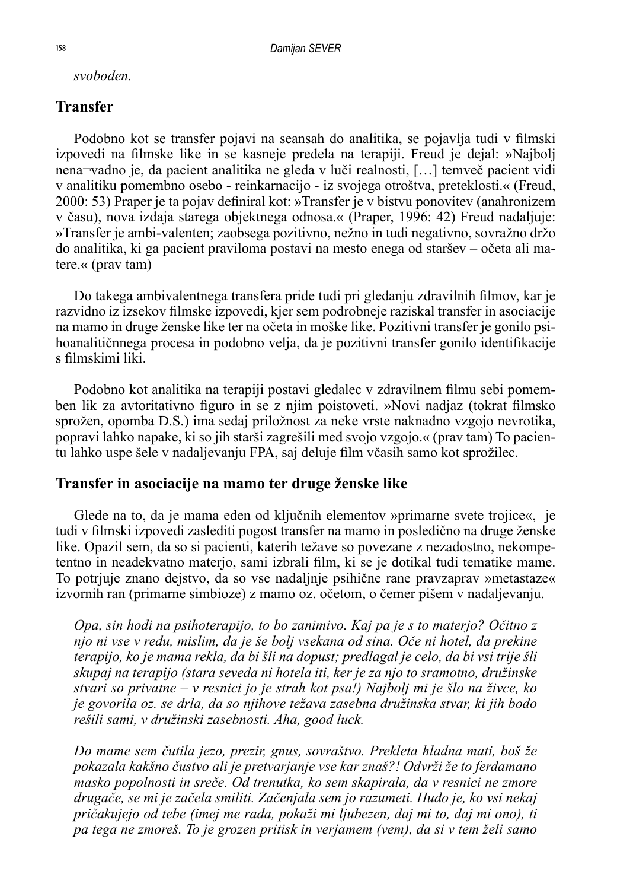*svoboden.*

## Transfer

Podobno kot se transfer pojavi na seansah do analitika, se pojavlja tudi v filmski izpovedi na filmske like in se kasneje predela na terapiji. Freud je dejal: »Najbolj nena¬vadno je, da pacient analitika ne gleda v luči realnosti, […] temveč pacient vidi v analitiku pomembno osebo - reinkarnacijo - iz svojega otroštva, preteklosti.« (Freud, 2000: 53) Praper je ta pojav definiral kot: »Transfer je v bistvu ponovitev (anahronizem v času), nova izdaja starega objektnega odnosa.« (Praper, 1996: 42) Freud nadaljuje: »Transfer je ambi-valenten; zaobsega pozitivno, nežno in tudi negativno, sovražno držo do analitika, ki ga pacient praviloma postavi na mesto enega od staršev – očeta ali matere.« (prav tam)

Do takega ambivalentnega transfera pride tudi pri gledanju zdravilnih filmov, kar je razvidno iz izsekov filmske izpovedi, kjer sem podrobneje raziskal transfer in asociacije na mamo in druge ženske like ter na očeta in moške like. Pozitivni transfer je gonilo psihoanalitičnnega procesa in podobno velja, da je pozitivni transfer gonilo identifikacije s filmskimi liki.

Podobno kot analitika na terapiji postavi gledalec v zdravilnem filmu sebi pomemben lik za avtoritativno figuro in se z njim poistoveti. »Novi nadjaz (tokrat filmsko sprožen, opomba D.S.) ima sedaj priložnost za neke vrste naknadno vzgojo nevrotika, popravi lahko napake, ki so jih starši zagrešili med svojo vzgojo.« (prav tam) To pacientu lahko uspe šele v nadaljevanju FPA, saj deluje film včasih samo kot sprožilec.

## Transfer in asociacije na mamo ter druge ženske like

Glede na to, da je mama eden od ključnih elementov »primarne svete trojice«, je tudi v filmski izpovedi zaslediti pogost transfer na mamo in posledično na druge ženske like. Opazil sem, da so si pacienti, katerih težave so povezane z nezadostno, nekompetentno in neadekvatno materjo, sami izbrali film, ki se je dotikal tudi tematike mame. To potrjuje znano dejstvo, da so vse nadaljnje psihične rane pravzaprav »metastaze« izvornih ran (primarne simbioze) z mamo oz. očetom, o čemer pišem v nadaljevanju.

*Opa, sin hodi na psihoterapijo, to bo zanimivo. Kaj pa je s to materjo? Očitno z njo ni vse v redu, mislim, da je še bolj vsekana od sina. Oče ni hotel, da prekine terapijo, ko je mama rekla, da bi šli na dopust; predlagal je celo, da bi vsi trije šli skupaj na terapijo (stara seveda ni hotela iti, ker je za njo to sramotno, družinske stvari so privatne – v resnici jo je strah kot psa!) Najbolj mi je šlo na živce, ko je govorila oz. se drla, da so njihove težava zasebna družinska stvar, ki jih bodo rešili sami, v družinski zasebnosti. Aha, good luck.*

*Do mame sem čutila jezo, prezir, gnus, sovraštvo. Prekleta hladna mati, boš že pokazala kakšno čustvo ali je pretvarjanje vse kar znaš?! Odvrži že to ferdamano masko popolnosti in sreče. Od trenutka, ko sem skapirala, da v resnici ne zmore drugače, se mi je začela smiliti. Začenjala sem jo razumeti. Hudo je, ko vsi nekaj pričakujejo od tebe (imej me rada, pokaži mi ljubezen, daj mi to, daj mi ono), ti pa tega ne zmoreš. To je grozen pritisk in verjamem (vem), da si v tem želi samo*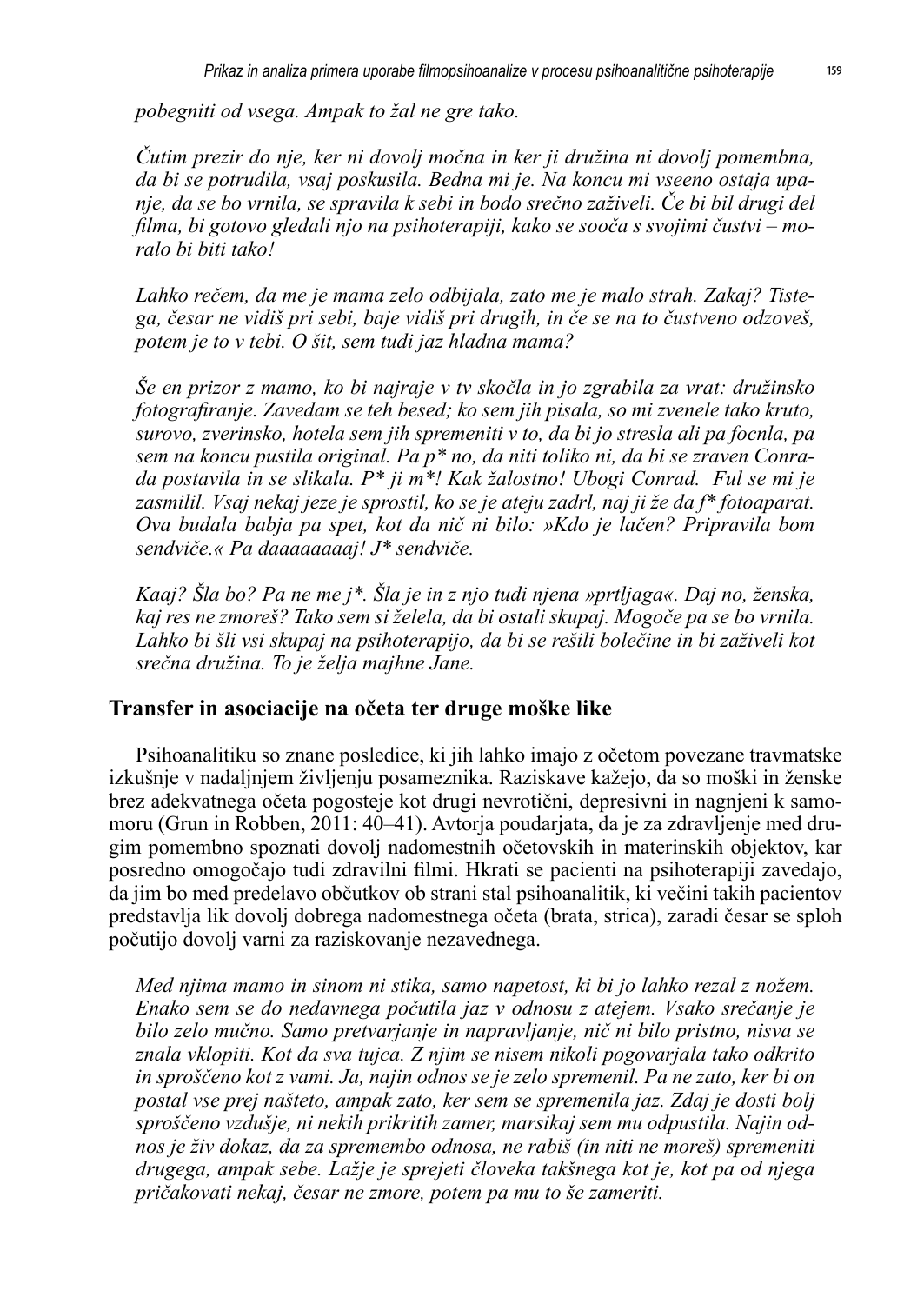*pobegniti od vsega. Ampak to žal ne gre tako.*

*Čutim prezir do nje, ker ni dovolj močna in ker ji družina ni dovolj pomembna, da bi se potrudila, vsaj poskusila. Bedna mi je. Na koncu mi vseeno ostaja upanje, da se bo vrnila, se spravila k sebi in bodo srečno zaživeli. Če bi bil drugi del filma, bi gotovo gledali njo na psihoterapiji, kako se sooča s svojimi čustvi – moralo bi biti tako!*

*Lahko rečem, da me je mama zelo odbijala, zato me je malo strah. Zakaj? Tistega, česar ne vidiš pri sebi, baje vidiš pri drugih, in če se na to čustveno odzoveš, potem je to v tebi. O šit, sem tudi jaz hladna mama?*

*Še en prizor z mamo, ko bi najraje v tv skočila in jo zgrabila za vrat: družinsko fotografiranje. Zavedam se teh besed; ko sem jih pisala, so mi zvenele tako kruto, surovo, zverinsko, hotela sem jih spremeniti v to, da bi jo stresla ali pa focnla, pa sem na koncu pustila original. Pa p* no, da niti toliko ni, da bi se zraven Conrada postavila in se slikala. P* ji m*! Kak žalostno! Ubogi Conrad. Ful se mi je zasmilil. Vsaj nekaj jeze je sprostil, ko se je ateju zadrl, naj ji že da f* fotoaparat. Ova budala babja pa spet, kot da nič ni bilo: »Kdo je lačen? Pripravila bom sendviče.« Pa daaaaaaaaj! J* sendviče.*

*Kaaj? Šla bo? Pa ne me j*. Šla je in z njo tudi njena »prtljaga«. Daj no, ženska, kaj res ne zmoreš? Tako sem si želela, da bi ostali skupaj. Mogoče pa se bo vrnila. Lahko bi šli vsi skupaj na psihoterapijo, da bi se rešili bolečine in bi zaživeli kot srečna družina. To je želja majhne Jane.*

## Transfer in asociacije na očeta ter druge moške like

Psihoanalitiku so znane posledice, ki jih lahko imajo z očetom povezane travmatske izkušnje v nadaljnjem življenju posameznika. Raziskave kažejo, da so moški in ženske brez adekvatnega očeta pogosteje kot drugi nevrotični, depresivni in nagnjeni k samomoru (Grun in Robben, 2011: 40–41). Avtorja poudarjata, da je za zdravljenje med drugim pomembno spoznati dovolj nadomestnih očetovskih in materinskih objektov, kar posredno omogočajo tudi zdravilni filmi. Hkrati se pacienti na psihoterapiji zavedajo, da jim bo med predelavo občutkov ob strani stal psihoanalitik, ki večini takih pacientov predstavlja lik dovolj dobrega nadomestnega očeta (brata, strica), zaradi česar se sploh počutijo dovolj varni za raziskovanje nezavednega.

*Med njima mamo in sinom ni stika, samo napetost, ki bi jo lahko rezal z nožem. Enako sem se do nedavnega počutila jaz v odnosu z atejem. Vsako srečanje je bilo zelo mučno. Samo pretvarjanje in napravljanje, nič ni bilo pristno, nisva se znala vklopiti. Kot da sva tujca. Z njim se nisem nikoli pogovarjala tako odkrito in sproščeno kot z vami. Ja, najin odnos se je zelo spremenil. Pa ne zato, ker bi on postal vse prej našteto, ampak zato, ker sem se spremenila jaz. Zdaj je dosti bolj sproščeno vzdušje, ni nekih prikritih zamer, marsikaj sem mu odpustila. Najin odnos je živ dokaz, da za spremembo odnosa, ne rabiš (in niti ne moreš) spremeniti drugega, ampak sebe. Lažje je sprejeti človeka takšnega kot je, kot pa od njega pričakovati nekaj, česar ne zmore, potem pa mu to še zameriti.*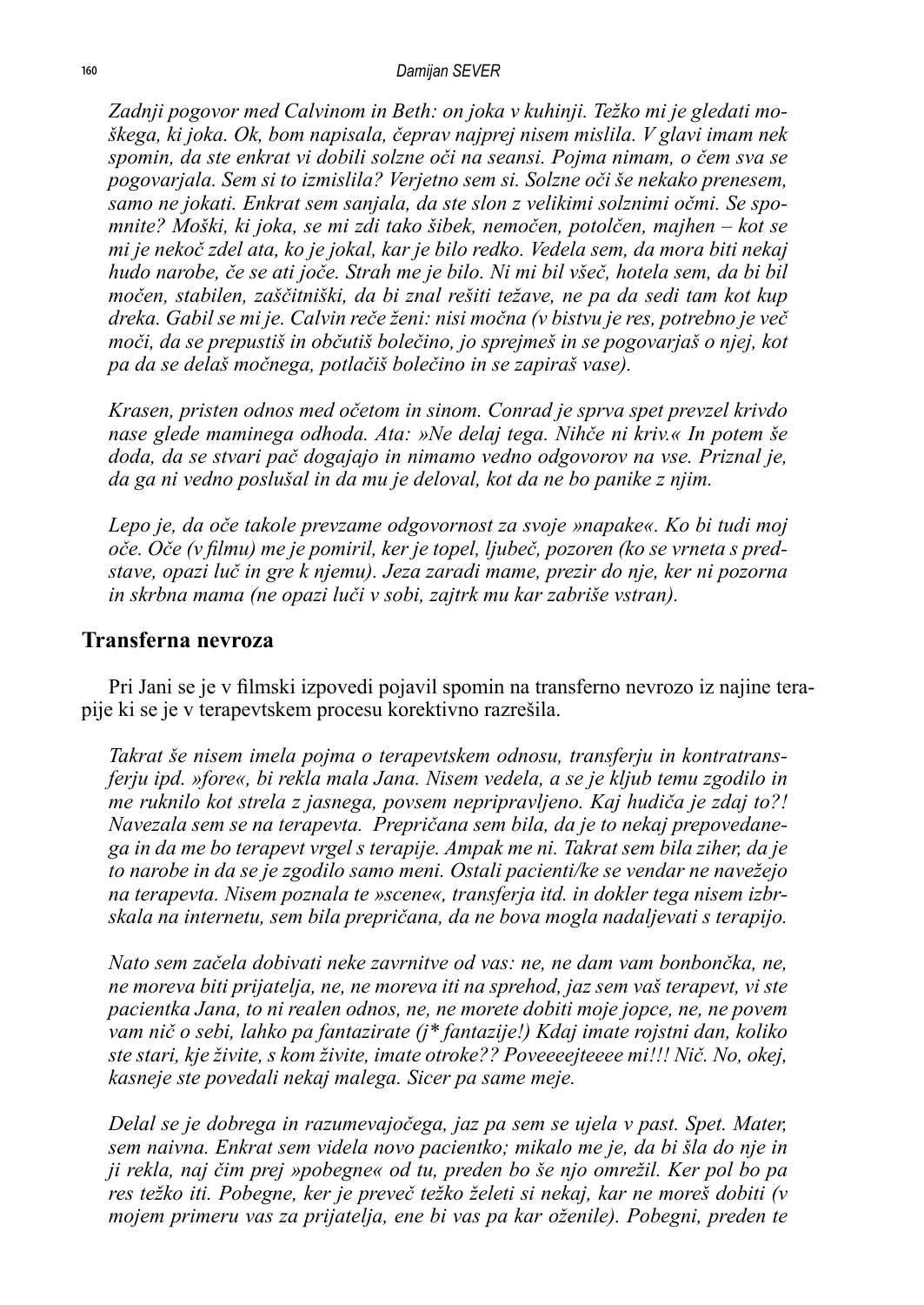*Zadnji pogovor med Calvinom in Beth: on joka v kuhinji. Težko mi je gledati moškega, ki joka. Ok, bom napisala, čeprav najprej nisem mislila. V glavi imam nek spomin, da ste enkrat vi dobili solzne oči na seansi. Pojma nimam, o čem sva se pogovarjala. Sem si to izmislila? Verjetno sem si. Solzne oči še nekako prenesem, samo ne jokati. Enkrat sem sanjala, da ste slon z velikimi solznimi očmi. Se spomnite? Moški, ki joka, se mi zdi tako šibek, nemočen, potolčen, majhen – kot se mi je nekoč zdel ata, ko je jokal, kar je bilo redko. Vedela sem, da mora biti nekaj hudo narobe, če se ati joče. Strah me je bilo. Ni mi bil všeč, hotela sem, da bi bil močen, stabilen, zaščitniški, da bi znal rešiti težave, ne pa da sedi tam kot kup dreka. Gabil se mi je. Calvin reče ženi: nisi močna (v bistvu je res, potrebno je več moči, da se prepustiš in občutiš bolečino, jo sprejmeš in se pogovarjaš o njej, kot pa da se delaš močnega, potlačiš bolečino in se zapiraš vase).*

*Krasen, pristen odnos med očetom in sinom. Conrad je sprva spet prevzel krivdo nase glede maminega odhoda. Ata: »Ne delaj tega. Nihče ni kriv.« In potem še doda, da se stvari pač dogajajo in nimamo vedno odgovorov na vse. Priznal je, da ga ni vedno poslušal in da mu je deloval, kot da ne bo panike z njim.*

*Lepo je, da oče takole prevzame odgovornost za svoje »napake«. Ko bi tudi moj oče. Oče (v filmu) me je pomiril, ker je topel, ljubeč, pozoren (ko se vrneta s predstave, opazi luč in gre k njemu). Jeza zaradi mame, prezir do nje, ker ni pozorna in skrbna mama (ne opazi luči v sobi, zajtrk mu kar zabriše vstran).*

## Transferna nevroza

Pri Jani se je v filmski izpovedi pojavil spomin na transferno nevrozo iz najine terapije ki se je v terapevtskem procesu korektivno razrešila.

*Takrat še nisem imela pojma o terapevtskem odnosu, transferju in kontratransferju ipd. »fore«, bi rekla mala Jana. Nisem vedela, a se je kljub temu zgodilo in me ruknilo kot strela z jasnega, povsem nepripravljeno. Kaj hudiča je zdaj to?! Navezala sem se na terapevta. Prepričana sem bila, da je to nekaj prepovedanega in da me bo terapevt vrgel s terapije. Ampak me ni. Takrat sem bila ziher, da je to narobe in da se je zgodilo samo meni. Ostali pacienti/ke se vendar ne navežejo na terapevta. Nisem poznala te »scene«, transferja itd. in dokler tega nisem izbrskala na internetu, sem bila prepričana, da ne bova mogla nadaljevati s terapijo.*

*Nato sem začela dobivati neke zavrnitve od vas: ne, ne dam vam bonbončka, ne, ne moreva biti prijatelja, ne, ne moreva iti na sprehod, jaz sem vaš terapevt, vi ste pacientka Jana, to ni realen odnos, ne, ne morete dobiti moje jopce, ne, ne povem vam nič o sebi, lahko pa fantazirate (j* fantazije!) Kdaj imate rojstni dan, koliko ste stari, kje živite, s kom živite, imate otroke?? Poveeeejteeee mi!!! Nič. No, okej, kasneje ste povedali nekaj malega. Sicer pa same meje.*

*Delal se je dobrega in razumevajočega, jaz pa sem se ujela v past. Spet. Mater, sem naivna. Enkrat sem videla novo pacientko; mikalo me je, da bi šla do nje in ji rekla, naj čim prej »pobegne« od tu, preden bo še njo omrežil. Ker pol bo pa res težko iti. Pobegne, ker je preveč težko želeti si nekaj, kar ne moreš dobiti (v mojem primeru vas za prijatelja, ene bi vas pa kar oženile). Pobegni, preden te*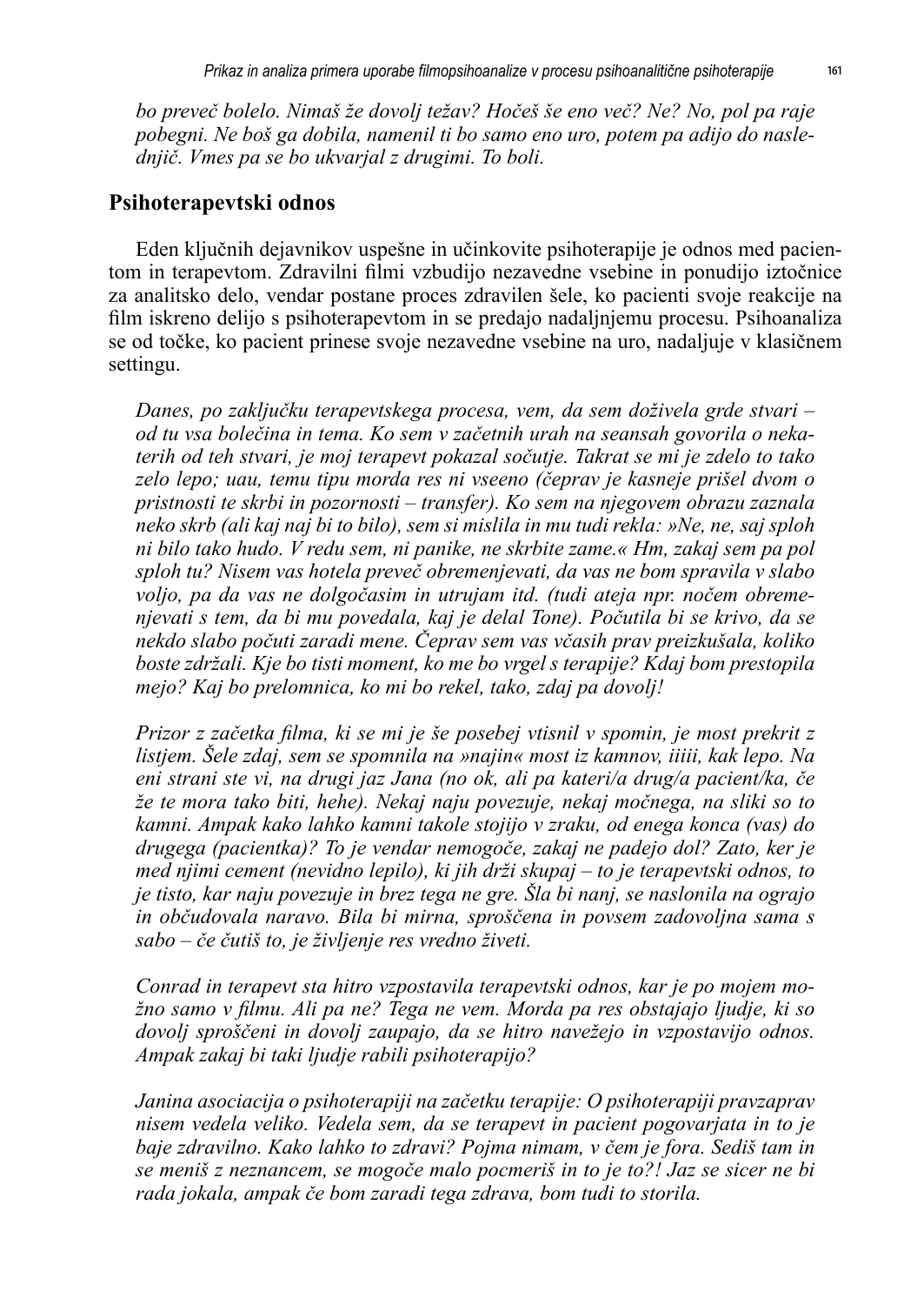*bo preveč bolelo. Nimaš že dovolj težav? Hočeš še eno več? Ne? No, pol pa raje pobegni. Ne boš ga dobila, namenil ti bo samo eno uro, potem pa adijo do naslednjič. Vmes pa se bo ukvarjal z drugimi. To boli.*

## Psihoterapevtski odnos

Eden ključnih dejavnikov uspešne in učinkovite psihoterapije je odnos med pacientom in terapevtom. Zdravilni filmi vzbudijo nezavedne vsebine in ponudijo iztočnice za analitsko delo, vendar postane proces zdravilen šele, ko pacienti svoje reakcije na film iskreno delijo s psihoterapevtom in se predajo nadaljnjemu procesu. Psihoanaliza se od točke, ko pacient prinese svoje nezavedne vsebine na uro, nadaljuje v klasičnem settingu.

*Danes, po zaključku terapevtskega procesa, vem, da sem doživela grde stvari – od tu vsa bolečina in tema. Ko sem v začetnih urah na seansah govorila o nekaterih od teh stvari, je moj terapevt pokazal sočutje. Takrat se mi je zdelo to tako zelo lepo; uau, temu tipu morda res ni vseeno (čeprav je kasneje prišel dvom o pristnosti te skrbi in pozornosti – transfer). Ko sem na njegovem obrazu zaznala neko skrb (ali kaj naj bi to bilo), sem si mislila in mu tudi rekla: »Ne, ne, saj sploh ni bilo tako hudo. V redu sem, ni panike, ne skrbite zame.« Hm, zakaj sem pa pol sploh tu? Nisem vas hotela preveč obremenjevati, da vas ne bom spravila v slabo voljo, pa da vas ne dolgočasim in utrujam itd. (tudi ateja npr. nočem obremenjevati s tem, da bi mu povedala, kaj je delal Tone). Počutila bi se krivo, da se nekdo slabo počuti zaradi mene. Čeprav sem vas včasih prav preizkušala, koliko boste zdržali. Kje bo tisti moment, ko me bo vrgel s terapije? Kdaj bom prestopila mejo? Kaj bo prelomnica, ko mi bo rekel, tako, zdaj pa dovolj!*

*Prizor z začetka filma, ki se mi je še posebej vtisnil v spomin, je most prekrit z listjem. Šele zdaj, sem se spomnila na »najin« most iz kamnov, iiiii, kak lepo. Na eni strani ste vi, na drugi jaz Jana (no ok, ali pa kateri/a drug/a pacient/ka, če že te mora tako biti, hehe). Nekaj naju povezuje, nekaj močnega, na sliki so to kamni. Ampak kako lahko kamni takole stojijo v zraku, od enega konca (vas) do drugega (pacientka)? To je vendar nemogoče, zakaj ne padejo dol? Zato, ker je med njimi cement (nevidno lepilo), ki jih drži skupaj – to je terapevtski odnos, to je tisto, kar naju povezuje in brez tega ne gre. Šla bi nanj, se naslonila na ograjo in občudovala naravo. Bila bi mirna, sproščena in povsem zadovoljna sama s sabo – če čutiš to, je življenje res vredno živeti.*

*Conrad in terapevt sta hitro vzpostavila terapevtski odnos, kar je po mojem možno samo v filmu. Ali pa ne? Tega ne vem. Morda pa res obstajajo ljudje, ki so dovolj sproščeni in dovolj zaupajo, da se hitro navežejo in vzpostavijo odnos. Ampak zakaj bi taki ljudje rabili psihoterapijo?*

*Janina asociacija o psihoterapiji na začetku terapije: O psihoterapiji pravzaprav nisem vedela veliko. Vedela sem, da se terapevt in pacient pogovarjata in to je baje zdravilno. Kako lahko to zdravi? Pojma nimam, v čem je fora. Sediš tam in se meniš z neznancem, se mogoče malo pocmeriš in to je to?! Jaz se sicer ne bi rada jokala, ampak če bom zaradi tega zdrava, bom tudi to storila.*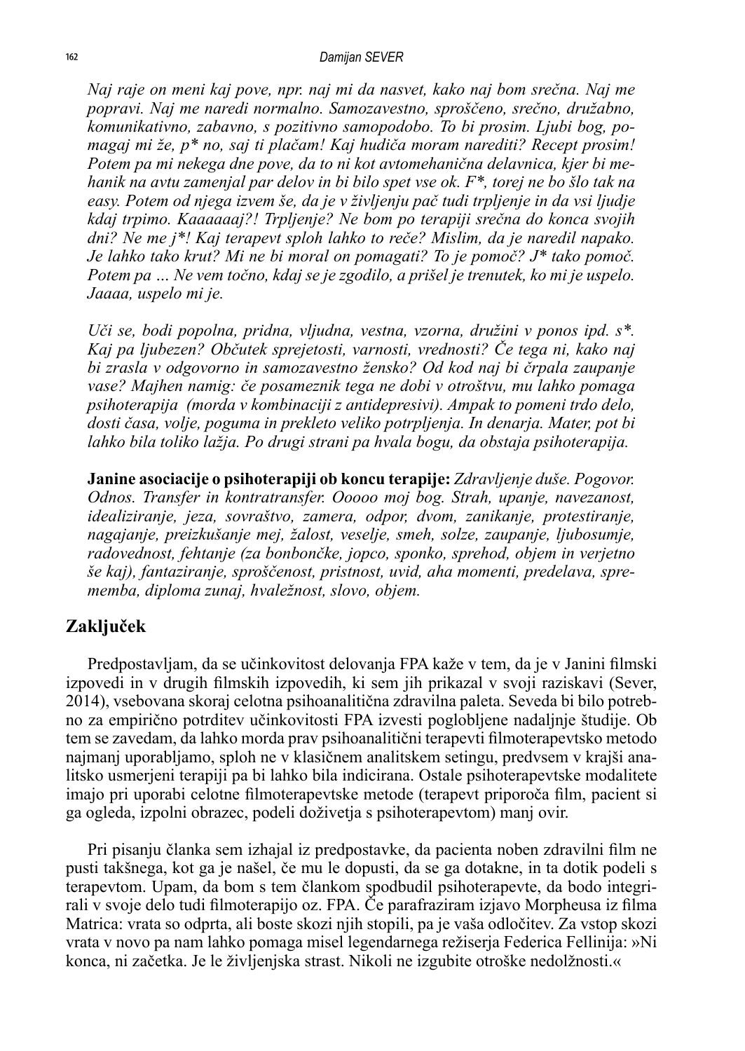*Naj raje on meni kaj pove, npr. naj mi da nasvet, kako naj bom srečna. Naj me popravi. Naj me naredi normalno. Samozavestno, sproščeno, srečno, družabno, komunikativno, zabavno, s pozitivno samopodobo. To bi prosim. Ljubi bog, pomagaj mi že, p* no, saj ti plačam! Kaj hudiča moram narediti? Recept prosim! Potem pa mi nekega dne pove, da to ni kot avtomehanična delavnica, kjer bi mehanik na avtu zamenjal par delov in bi bilo spet vse ok. F*, torej ne bo šlo tak na easy. Potem od njega izvem še, da je v življenju pač tudi trpljenje in da vsi ljudje kdaj trpimo. Kaaaaaaj?! Trpljenje? Ne bom po terapiji srečna do konca svojih dni? Ne me j*! Kaj terapevt sploh lahko to reče? Mislim, da je naredil napako. Je lahko tako krut? Mi ne bi moral on pomagati? To je pomoč? J* tako pomoč. Potem pa … Ne vem točno, kdaj se je zgodilo, a prišel je trenutek, ko mi je uspelo. Jaaaa, uspelo mi je.*

*Uči se, bodi popolna, pridna, vljudna, vestna, vzorna, družini v ponos ipd. s*. Kaj pa ljubezen? Občutek sprejetosti, varnosti, vrednosti? Če tega ni, kako naj bi zrasla v odgovorno in samozavestno žensko? Od kod naj bi črpala zaupanje vase? Majhen namig: če posameznik tega ne dobi v otroštvu, mu lahko pomaga psihoterapija (morda v kombinaciji z antidepresivi). Ampak to pomeni trdo delo, dosti časa, volje, poguma in prekleto veliko potrpljenja. In denarja. Mater, pot bi lahko bila toliko lažja. Po drugi strani pa hvala bogu, da obstaja psihoterapija.*

**Janine asociacije o psihoterapiji ob koncu terapije:** *Zdravljenje duše. Pogovor. Odnos. Transfer in kontratransfer. Ooooo moj bog. Strah, upanje, navezanost, idealiziranje, jeza, sovraštvo, zamera, odpor, dvom, zanikanje, protestiranje, nagajanje, preizkušanje mej, žalost, veselje, smeh, solze, zaupanje, ljubosumje, radovednost, fehtanje (za bonbončke, jopco, sponko, sprehod, objem in verjetno še kaj), fantaziranje, sproščenost, pristnost, uvid, aha momenti, predelava, sprememba, diploma zunaj, hvaležnost, slovo, objem.*

## Zaključek

Predpostavljam, da se učinkovitost delovanja FPA kaže v tem, da je v Janini filmski izpovedi in v drugih filmskih izpovedih, ki sem jih prikazal v svoji raziskavi (Sever, 2014), vsebovana skoraj celotna psihoanalitična zdravilna paleta. Seveda bi bilo potrebno za empirično potrditev učinkovitosti FPA izvesti poglobljene nadaljnje študije. Ob tem se zavedam, da lahko morda prav psihoanalitični terapevti filmoterapevtsko metodo najmanj uporabljamo, sploh ne v klasičnem analitskem setingu, predvsem v krajši analitsko usmerjeni terapiji pa bi lahko bila indicirana. Ostale psihoterapevtske modalitete imajo pri uporabi celotne filmoterapevtske metode (terapevt priporoča film, pacient si ga ogleda, izpolni obrazec, podeli doživetja s psihoterapevtom) manj ovir.

Pri pisanju članka sem izhajal iz predpostavke, da pacienta noben zdravilni film ne pusti takšnega, kot ga je našel, če mu le dopusti, da se ga dotakne, in ta dotik podeli s terapevtom. Upam, da bom s tem člankom spodbudil psihoterapevte, da bodo integrirali v svoje delo tudi filmoterapijo oz. FPA. Če parafraziram izjavo Morpheusa iz filma Matrica: vrata so odprta, ali boste skozi njih stopili, pa je vaša odločitev. Za vstop skozi vrata v novo pa nam lahko pomaga misel legendarnega režiserja Federica Fellinija: »Ni konca, ni začetka. Je le življenjska strast. Nikoli ne izgubite otroške nedolžnosti.«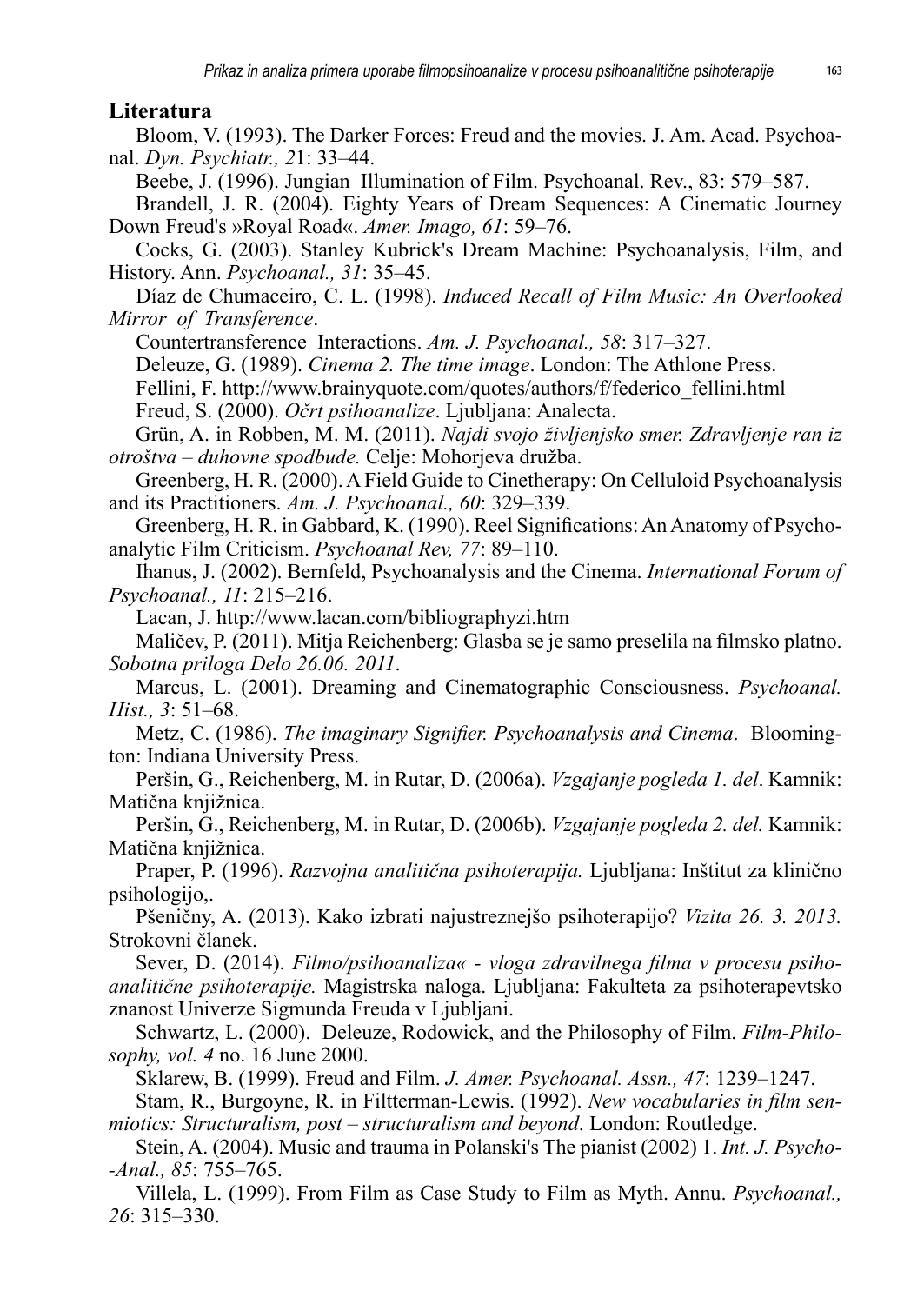## Literatura

Bloom, V. (1993). The Darker Forces: Freud and the movies. J. Am. Acad. Psychoanal. *Dyn. Psychiatr., 2*1: 33–44.

Beebe, J. (1996). Jungian Illumination of Film. Psychoanal. Rev., 83: 579–587.

Brandell, J. R. (2004). Eighty Years of Dream Sequences: A Cinematic Journey Down Freud's »Royal Road«. *Amer. Imago, 61*: 59–76.

Cocks, G. (2003). Stanley Kubrick's Dream Machine: Psychoanalysis, Film, and History. Ann. *Psychoanal., 31*: 35–45.

Díaz de Chumaceiro, C. L. (1998). *Induced Recall of Film Music: An Overlooked Mirror of Transference*.

Countertransference Interactions. *Am. J. Psychoanal., 58*: 317–327.

Deleuze, G. (1989). *Cinema 2. The time image*. London: The Athlone Press.

Fellini, F. http://www.brainyquote.com/quotes/authors/f/federico_fellini.html

Freud, S. (2000). *Očrt psihoanalize*. Ljubljana: Analecta.

Grün, A. in Robben, M. M. (2011). *Najdi svojo življenjsko smer. Zdravljenje ran iz otroštva – duhovne spodbude.* Celje: Mohorjeva družba.

Greenberg, H. R. (2000). A Field Guide to Cinetherapy: On Celluloid Psychoanalysis and its Practitioners. *Am. J. Psychoanal., 60*: 329–339.

Greenberg, H. R. in Gabbard, K. (1990). Reel Significations: An Anatomy of Psychoanalytic Film Criticism. *Psychoanal Rev, 77*: 89–110.

Ihanus, J. (2002). Bernfeld, Psychoanalysis and the Cinema. *International Forum of Psychoanal., 11*: 215–216.

Lacan, J. http://www.lacan.com/bibliographyzi.htm

Maličev, P. (2011). Mitja Reichenberg: Glasba se je samo preselila na filmsko platno. *Sobotna priloga Delo 26.06. 2011*.

Marcus, L. (2001). Dreaming and Cinematographic Consciousness. *Psychoanal. Hist., 3*: 51–68.

Metz, C. (1986). *The imaginary Signifier. Psychoanalysis and Cinema*. Bloomington: Indiana University Press.

Peršin, G., Reichenberg, M. in Rutar, D. (2006a). *Vzgajanje pogleda 1. del*. Kamnik: Matična knjižnica.

Peršin, G., Reichenberg, M. in Rutar, D. (2006b). *Vzgajanje pogleda 2. del.* Kamnik: Matična knjižnica.

Praper, P. (1996). *Razvojna analitična psihoterapija.* Ljubljana: Inštitut za klinično psihologijo,.

Pšeničny, A. (2013). Kako izbrati najustreznejšo psihoterapijo? *Vizita 26. 3. 2013.* Strokovni članek.

Sever, D. (2014). *Filmo/psihoanaliza« - vloga zdravilnega filma v procesu psihoanalitične psihoterapije.* Magistrska naloga. Ljubljana: Fakulteta za psihoterapevtsko znanost Univerze Sigmunda Freuda v Ljubljani.

Schwartz, L. (2000). Deleuze, Rodowick, and the Philosophy of Film. *Film-Philosophy, vol. 4* no. 16 June 2000.

Sklarew, B. (1999). Freud and Film. *J. Amer. Psychoanal. Assn., 47*: 1239–1247.

Stam, R., Burgoyne, R. in Filtterman-Lewis. (1992). *New vocabularies in film senmiotics: Structuralism, post – structuralism and beyond*. London: Routledge.

Stein, A. (2004). Music and trauma in Polanski's The pianist (2002) 1. *Int. J. Psycho--Anal., 85*: 755–765.

Villela, L. (1999). From Film as Case Study to Film as Myth. Annu. *Psychoanal., 26*: 315–330.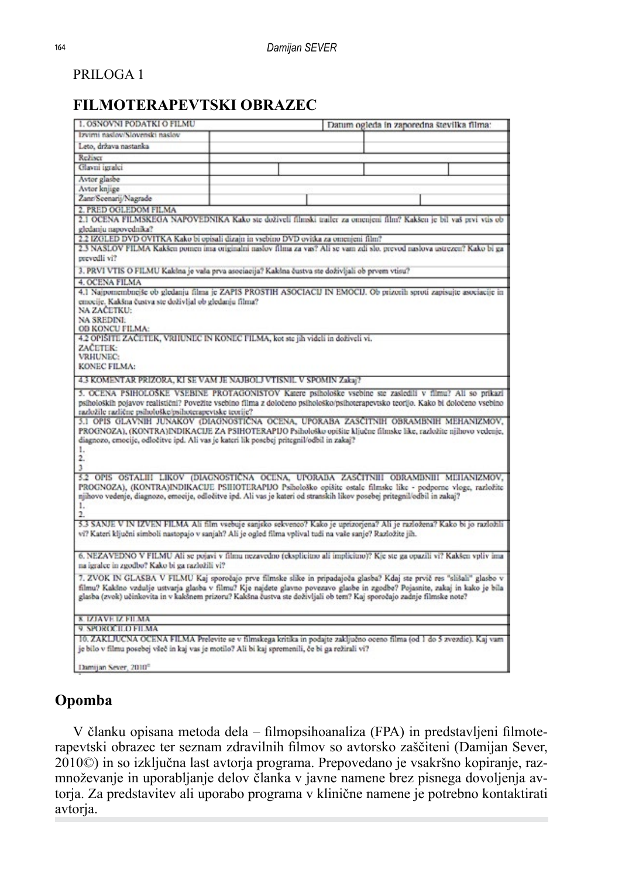PRILOGA 1

## FILMOTERAPEVTSKI OBRAZEC

| 1. OSNOVNI PODATKI O FILMU | | | Datum ogleda in zaporedna številka filma: | |
|---|---|---|---|---|
| Izvirni naslov/Slovenski naslov | | | | |
| Leto, država nastanka | | | | |
| Režiser | | | | |
| Glavni igralci | | | | |
| Avtor glasbe | | | | |
| Avtor knjige | | | | |
| Žanr/Scenarij/Nagrade | | | | |

2. PRED OGLEDOM FILMA

2.1 OCENA FILMSKEGA NAPOVEDNIKA Kako ste doživeli filmski trailer za omenjeni film? Kakšen je bil vaš prvi vtis ob gledanju napovednika?

2.2 IZGLED DVD OVITKA Kako bi opisali dizajn in vsebino DVD ovitka za omenjeni film?

2.3 NASLOV FILMA Kakšen pomen ima originalni naslov filma za vas? Ali se vam zdi slo. prevod naslova ustrezen? Kako bi ga prevedli vi?

3. PRVI VTIS O FILMU Kakšna je vaša prva asociacija? Kakšna čustva ste doživljali ob prvem vtisu?

4. OCENA FILMA

4.1 Najpomembnejše ob gledanju filma je ZAPIS PROSTIH ASOCIACIJ IN EMOCIJ. Ob prizorih sproti zapisujte asociacije in emocije. Kakšna čustva ste doživljal ob gledanju filma?
NA ZAČETKU:
NA SREDINI:
OB KONCU FILMA:

4.2 OPIŠITE ZAČETEK, VRHUNEC IN KONEC FILMA, kot ste jih videli in doživeli vi.
ZAČETEK:
VRHUNEC:
KONEC FILMA:

4.3 KOMENTAR PRIZORA, KI SE VAM JE NAJBOLJ VTISNIL V SPOMIN Zakaj?

5. OCENA PSIHOLOŠKE VSEBINE PROTAGONISTOV Katere psihološke vsebine ste zasledili v filmu? Ali so prikazi psiholoških pojavov realistični? Povežite vsebino filma z določeno psihološko/psihoterapevtsko teorijo. Kako bi določeno vsebino razložile različne psihološke/psihoterapevtske teorije?

5.1 OPIS GLAVNIH JUNAKOV (DIAGNOSTIČNA OCENA, UPORABA ZAŠČITNIH OBRAMBNIH MEHANIZMOV, PROGNOZA), (KONTRA)INDIKACIJE ZA PSIHOTERAPIJO Psihološko opišite ključne filmske like, razložite njihovo vedenje, diagnozo, emocije, odločitve ipd. Ali vas je kateri lik posebej pritegnil/odbil in zakaj?
1.
2.
3.

5.2 OPIS OSTALIH LIKOV (DIAGNOSTIČNA OCENA, UPORABA ZAŠČITNIH OBRAMBNIH MEHANIZMOV, PROGNOZA), (KONTRA)INDIKACIJE PSIHOTERAPIJO Psihološko opišite ostale filmske like - podporne vloge, razložite njihovo vedenje, diagnozo, emocije, odločitve ipd. Ali vas je kateri od stranskih likov posebej pritegnil/odbil in zakaj?
1.
2.

5.3 SANJE V IN IZVEN FILMA Ali film vsebuje sanjsko sekvenco? Kako je uprizorjena? Ali je razložena? Kako bi jo razložili vi? Kateri ključni simboli nastopajo v sanjah? Ali je ogled filma vplival tudi na vaše sanje? Razložite jih.

6. NEZAVEDNO V FILMU Ali se pojavi v filmu nezavedno (eksplicitno ali implicitno)? Kje ste ga opazili vi? Kakšen vpliv ima na igralce in zgodbo? Kako bi ga razložili vi?

7. ZVOK IN GLASBA V FILMU Kaj sporočajo prve filmske slike in pripadajoča glasba? Kdaj ste prvič res "slišali" glasbo v filmu? Kakšno vzdušje ustvarja glasba v filmu? Kje najdete glavno povezavo glasbe in zgodbe? Pojasnite, zakaj in kako je bila glasba (zvok) učinkovita in v kakšnem prizoru? Kakšna čustva ste doživljali ob tem? Kaj sporočajo zadnje filmske note?

8. IZJAVE IZ FILMA

9. SPOROČILO FILMA

10. ZAKLJUČNA OCENA FILMA Prelevite se v filmskega kritika in podajte zaključno oceno filma (od 1 do 5 zvezdic). Kaj vam je bilo v filmu posebej všeč in kaj vas je motilo? Ali bi kaj spremenili, če bi ga režirali vi?

Damijan Sever, 2010©

## Opomba

V članku opisana metoda dela – filmopsihoanaliza (FPA) in predstavljeni filmoterapevtski obrazec ter seznam zdravilnih filmov so avtorsko zaščiteni (Damijan Sever, 2010©) in so izključna last avtorja programa. Prepovedano je vsakršno kopiranje, razmnoževanje in uporabljanje delov članka v javne namene brez pisnega dovoljenja avtorja. Za predstavitev ali uporabo programa v klinične namene je potrebno kontaktirati avtorja.